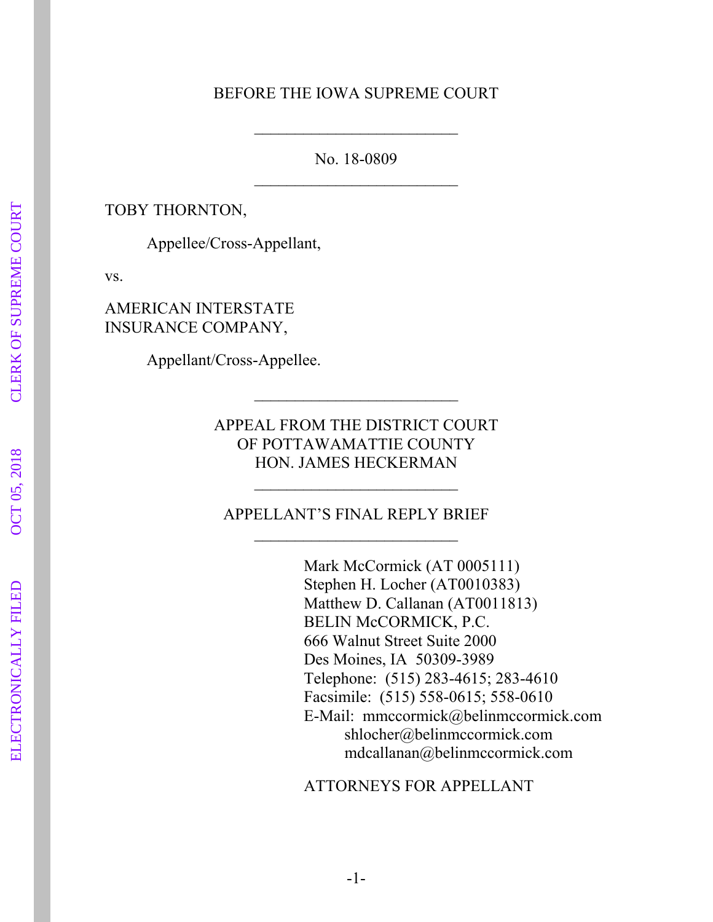BEFORE THE IOWA SUPREME COURT

---

No. 18-0809

---

TOBY THORNTON,

Appellee/Cross-Appellant,

vs.

AMERICAN INTERSTATE INSURANCE COMPANY,

Appellant/Cross-Appellee.

---

APPEAL FROM THE DISTRICT COURT
OF POTTAWAMATTIE COUNTY
HON. JAMES HECKERMAN

---

APPELLANT'S FINAL REPLY BRIEF

---

Mark McCormick (AT 0005111)
Stephen H. Locher (AT0010383)
Matthew D. Callanan (AT0011813)
BELIN McCORMICK, P.C.
666 Walnut Street Suite 2000
Des Moines, IA 50309-3989
Telephone: (515) 283-4615; 283-4610
Facsimile: (515) 558-0615; 558-0610
E-Mail: mmccormick@belinmccormick.com
shlocher@belinmccormick.com
mdcallanan@belinmccormick.com

ATTORNEYS FOR APPELLANT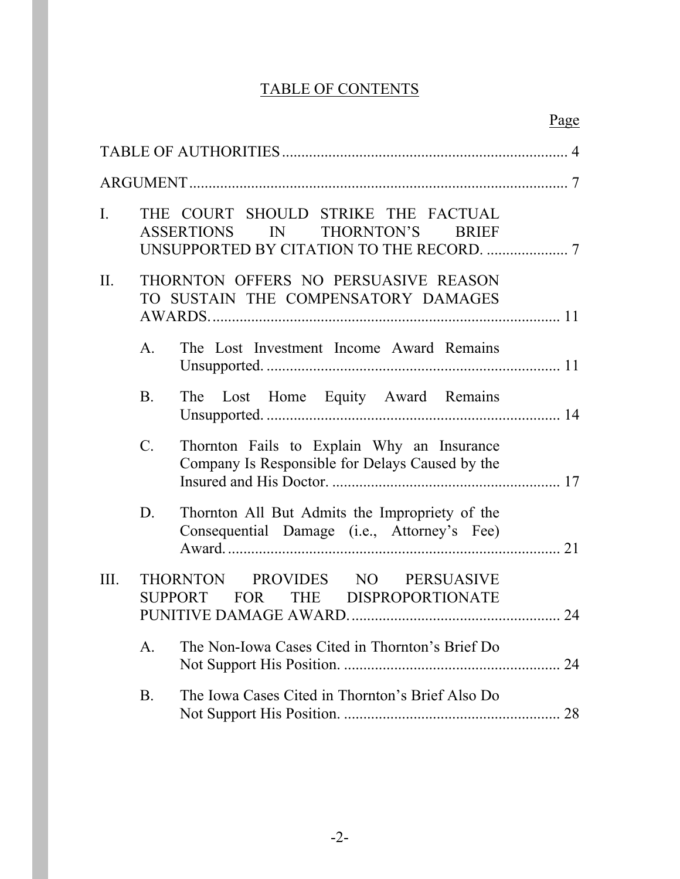# TABLE OF CONTENTS

Page

TABLE OF AUTHORITIES .......... 4

ARGUMENT .......... 7

I. THE COURT SHOULD STRIKE THE FACTUAL ASSERTIONS IN THORNTON'S BRIEF UNSUPPORTED BY CITATION TO THE RECORD. .......... 7

II. THORNTON OFFERS NO PERSUASIVE REASON TO SUSTAIN THE COMPENSATORY DAMAGES AWARDS. .......... 11

   A. The Lost Investment Income Award Remains Unsupported. .......... 11

   B. The Lost Home Equity Award Remains Unsupported. .......... 14

   C. Thornton Fails to Explain Why an Insurance Company Is Responsible for Delays Caused by the Insured and His Doctor. .......... 17

   D. Thornton All But Admits the Impropriety of the Consequential Damage (i.e., Attorney's Fee) Award. .......... 21

III. THORNTON PROVIDES NO PERSUASIVE SUPPORT FOR THE DISPROPORTIONATE PUNITIVE DAMAGE AWARD. .......... 24

   A. The Non-Iowa Cases Cited in Thornton's Brief Do Not Support His Position. .......... 24

   B. The Iowa Cases Cited in Thornton's Brief Also Do Not Support His Position. .......... 28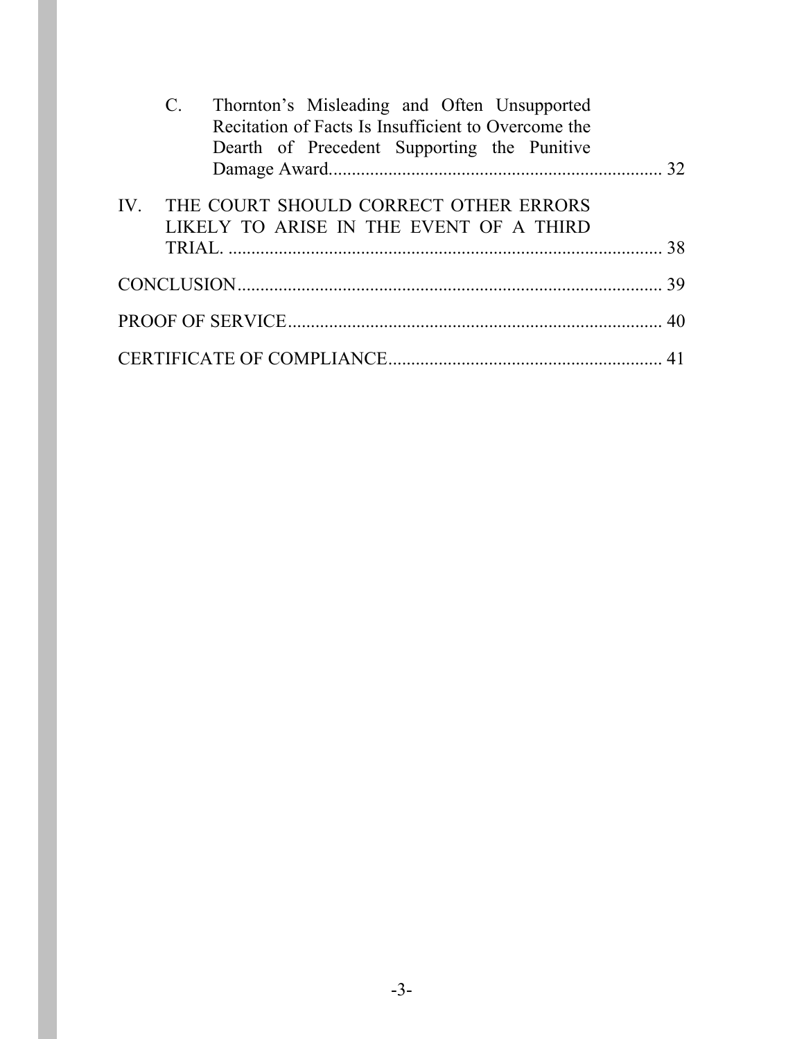C. Thornton's Misleading and Often Unsupported Recitation of Facts Is Insufficient to Overcome the Dearth of Precedent Supporting the Punitive Damage Award........................................................................ 32

IV. THE COURT SHOULD CORRECT OTHER ERRORS LIKELY TO ARISE IN THE EVENT OF A THIRD TRIAL. ................................................................................................ 38

CONCLUSION............................................................................................. 39

PROOF OF SERVICE.................................................................................. 40

CERTIFICATE OF COMPLIANCE........................................................... 41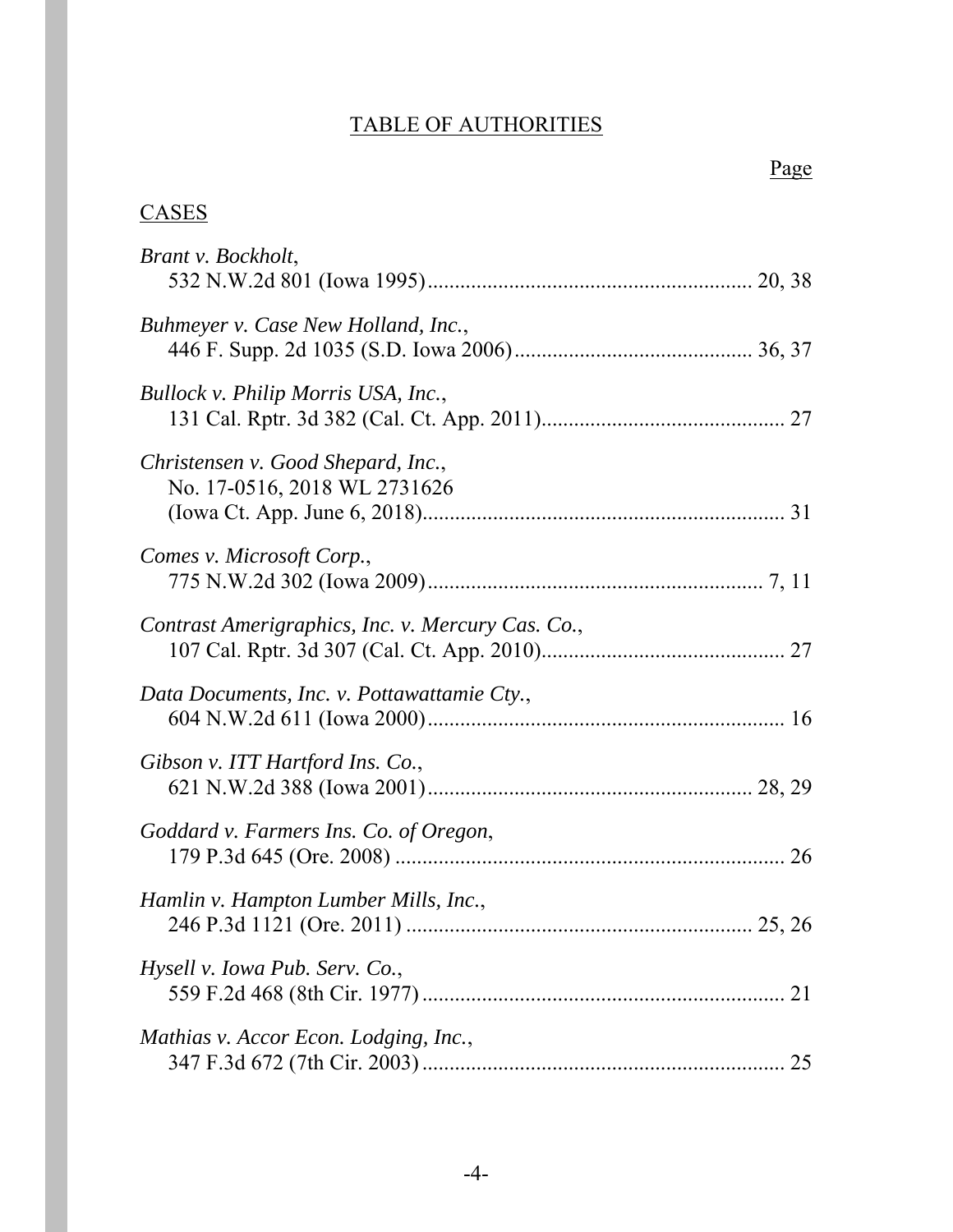# TABLE OF AUTHORITIES

Page

## CASES

*Brant v. Bockholt*,
532 N.W.2d 801 (Iowa 1995)............................................................ 20, 38

*Buhmeyer v. Case New Holland, Inc.*,
446 F. Supp. 2d 1035 (S.D. Iowa 2006)............................................ 36, 37

*Bullock v. Philip Morris USA, Inc.*,
131 Cal. Rptr. 3d 382 (Cal. Ct. App. 2011)............................................. 27

*Christensen v. Good Shepard, Inc.*,
No. 17-0516, 2018 WL 2731626
(Iowa Ct. App. June 6, 2018)................................................................... 31

*Comes v. Microsoft Corp.*,
775 N.W.2d 302 (Iowa 2009).............................................................. 7, 11

*Contrast Amerigraphics, Inc. v. Mercury Cas. Co.*,
107 Cal. Rptr. 3d 307 (Cal. Ct. App. 2010)............................................. 27

*Data Documents, Inc. v. Pottawattamie Cty.*,
604 N.W.2d 611 (Iowa 2000).................................................................. 16

*Gibson v. ITT Hartford Ins. Co.*,
621 N.W.2d 388 (Iowa 2001)............................................................ 28, 29

*Goddard v. Farmers Ins. Co. of Oregon*,
179 P.3d 645 (Ore. 2008) ........................................................................ 26

*Hamlin v. Hampton Lumber Mills, Inc.*,
246 P.3d 1121 (Ore. 2011) ................................................................ 25, 26

*Hysell v. Iowa Pub. Serv. Co.*,
559 F.2d 468 (8th Cir. 1977) .................................................................. 21

*Mathias v. Accor Econ. Lodging, Inc.*,
347 F.3d 672 (7th Cir. 2003) .................................................................. 25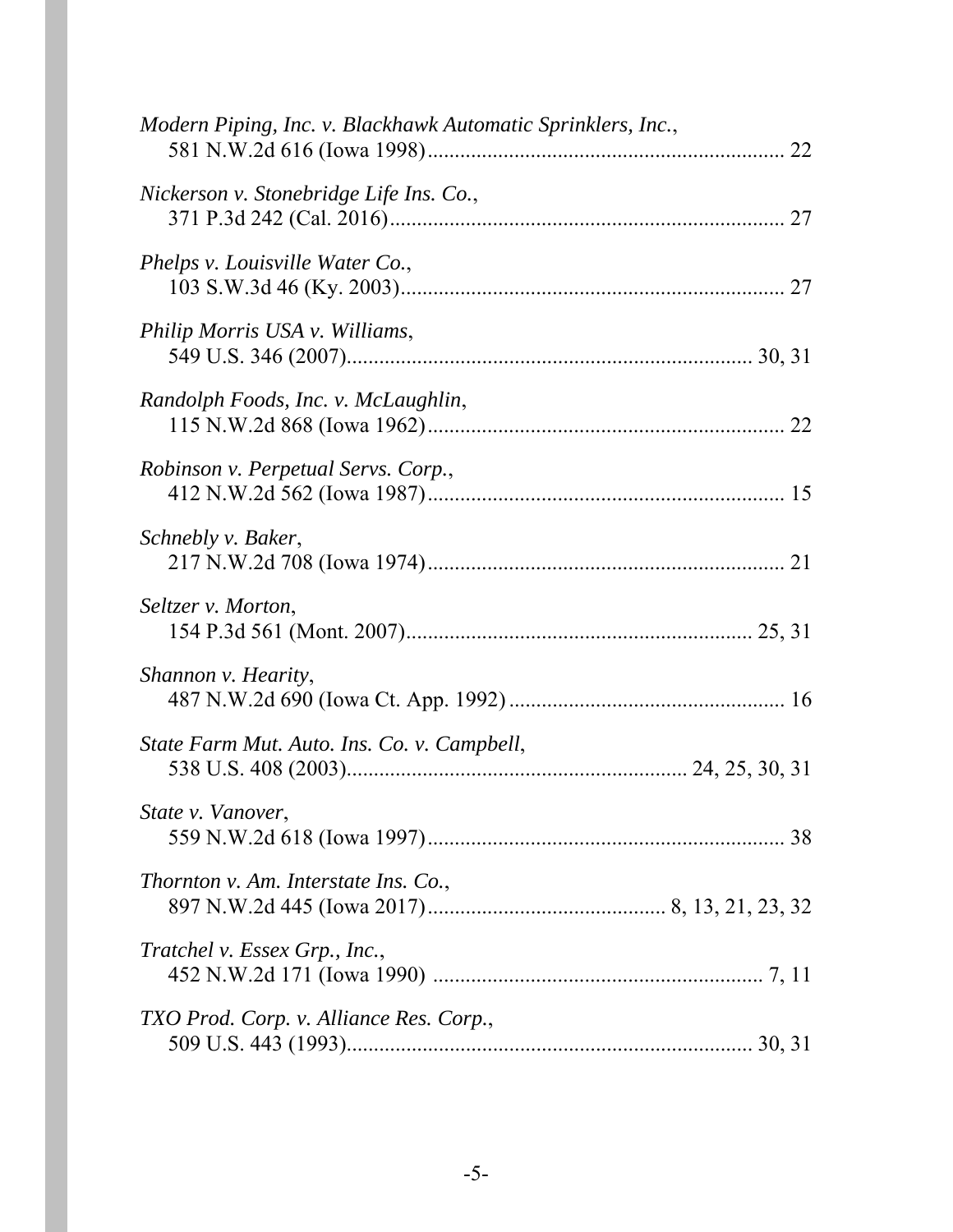*Modern Piping, Inc. v. Blackhawk Automatic Sprinklers, Inc.*,
581 N.W.2d 616 (Iowa 1998)................................................................ 22

*Nickerson v. Stonebridge Life Ins. Co.*,
371 P.3d 242 (Cal. 2016)....................................................................... 27

*Phelps v. Louisville Water Co.*,
103 S.W.3d 46 (Ky. 2003)..................................................................... 27

*Philip Morris USA v. Williams*,
549 U.S. 346 (2007).......................................................................... 30, 31

*Randolph Foods, Inc. v. McLaughlin*,
115 N.W.2d 868 (Iowa 1962)................................................................ 22

*Robinson v. Perpetual Servs. Corp.*,
412 N.W.2d 562 (Iowa 1987)................................................................ 15

*Schnebly v. Baker*,
217 N.W.2d 708 (Iowa 1974)................................................................ 21

*Seltzer v. Morton*,
154 P.3d 561 (Mont. 2007)............................................................... 25, 31

*Shannon v. Hearity*,
487 N.W.2d 690 (Iowa Ct. App. 1992).................................................. 16

*State Farm Mut. Auto. Ins. Co. v. Campbell*,
538 U.S. 408 (2003)............................................................ 24, 25, 30, 31

*State v. Vanover*,
559 N.W.2d 618 (Iowa 1997)................................................................ 38

*Thornton v. Am. Interstate Ins. Co.*,
897 N.W.2d 445 (Iowa 2017)........................................... 8, 13, 21, 23, 32

*Tratchel v. Essex Grp., Inc.*,
452 N.W.2d 171 (Iowa 1990) ............................................................ 7, 11

*TXO Prod. Corp. v. Alliance Res. Corp.*,
509 U.S. 443 (1993).......................................................................... 30, 31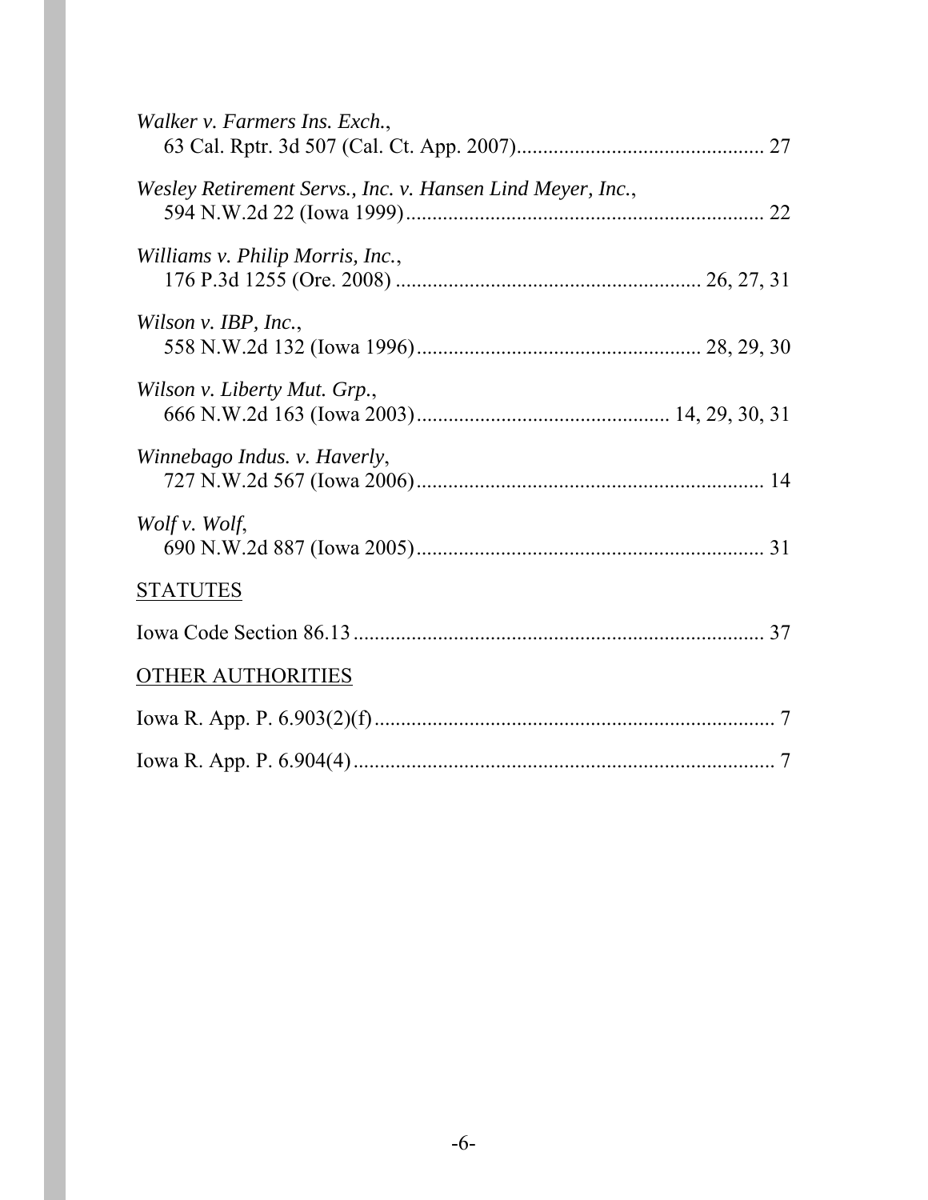*Walker v. Farmers Ins. Exch.*,
63 Cal. Rptr. 3d 507 (Cal. Ct. App. 2007).............................................. 27

*Wesley Retirement Servs., Inc. v. Hansen Lind Meyer, Inc.*,
594 N.W.2d 22 (Iowa 1999).................................................................... 22

*Williams v. Philip Morris, Inc.*,
176 P.3d 1255 (Ore. 2008) ......................................................... 26, 27, 31

*Wilson v. IBP, Inc.*,
558 N.W.2d 132 (Iowa 1996)..................................................... 28, 29, 30

*Wilson v. Liberty Mut. Grp.*,
666 N.W.2d 163 (Iowa 2003)............................................... 14, 29, 30, 31

*Winnebago Indus. v. Haverly*,
727 N.W.2d 567 (Iowa 2006).................................................................. 14

*Wolf v. Wolf*,
690 N.W.2d 887 (Iowa 2005).................................................................. 31

STATUTES

Iowa Code Section 86.13 .............................................................................. 37

OTHER AUTHORITIES

Iowa R. App. P. 6.903(2)(f)............................................................................ 7

Iowa R. App. P. 6.904(4) ................................................................................ 7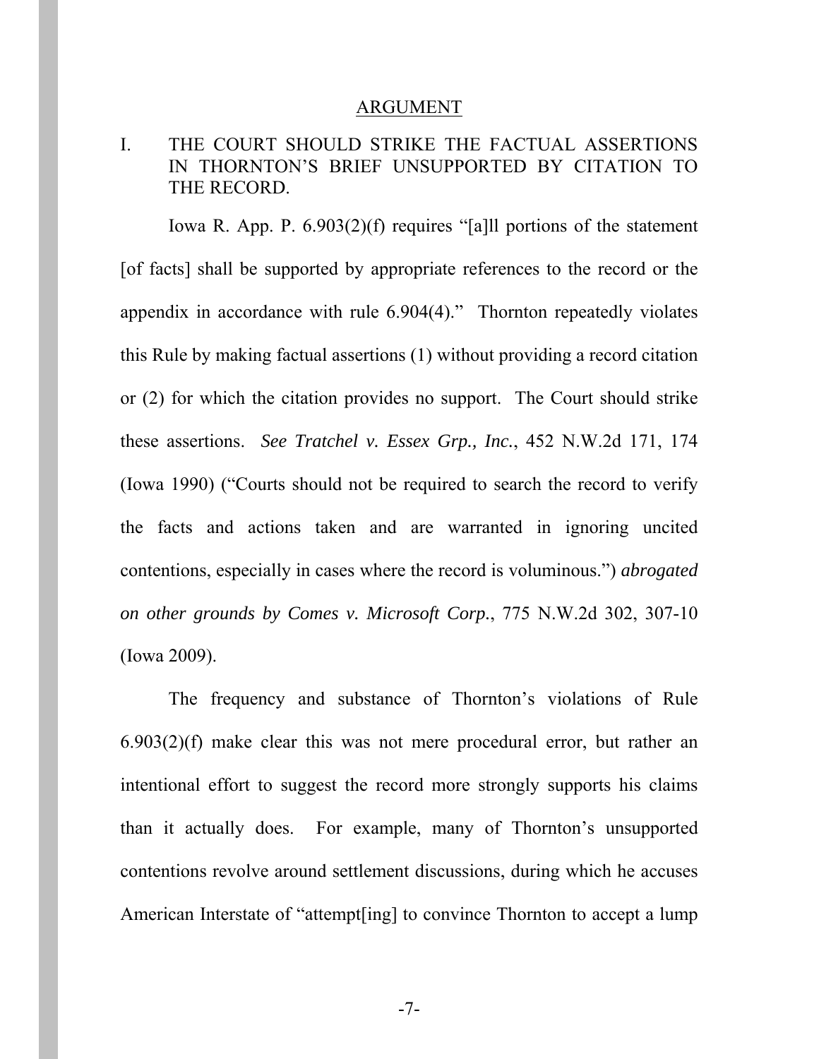## ARGUMENT

### I. THE COURT SHOULD STRIKE THE FACTUAL ASSERTIONS IN THORNTON'S BRIEF UNSUPPORTED BY CITATION TO THE RECORD.

Iowa R. App. P. 6.903(2)(f) requires "[a]ll portions of the statement [of facts] shall be supported by appropriate references to the record or the appendix in accordance with rule 6.904(4)." Thornton repeatedly violates this Rule by making factual assertions (1) without providing a record citation or (2) for which the citation provides no support. The Court should strike these assertions. *See Tratchel v. Essex Grp., Inc.*, 452 N.W.2d 171, 174 (Iowa 1990) ("Courts should not be required to search the record to verify the facts and actions taken and are warranted in ignoring uncited contentions, especially in cases where the record is voluminous.") *abrogated on other grounds by Comes v. Microsoft Corp.*, 775 N.W.2d 302, 307-10 (Iowa 2009).

The frequency and substance of Thornton's violations of Rule 6.903(2)(f) make clear this was not mere procedural error, but rather an intentional effort to suggest the record more strongly supports his claims than it actually does. For example, many of Thornton's unsupported contentions revolve around settlement discussions, during which he accuses American Interstate of "attempt[ing] to convince Thornton to accept a lump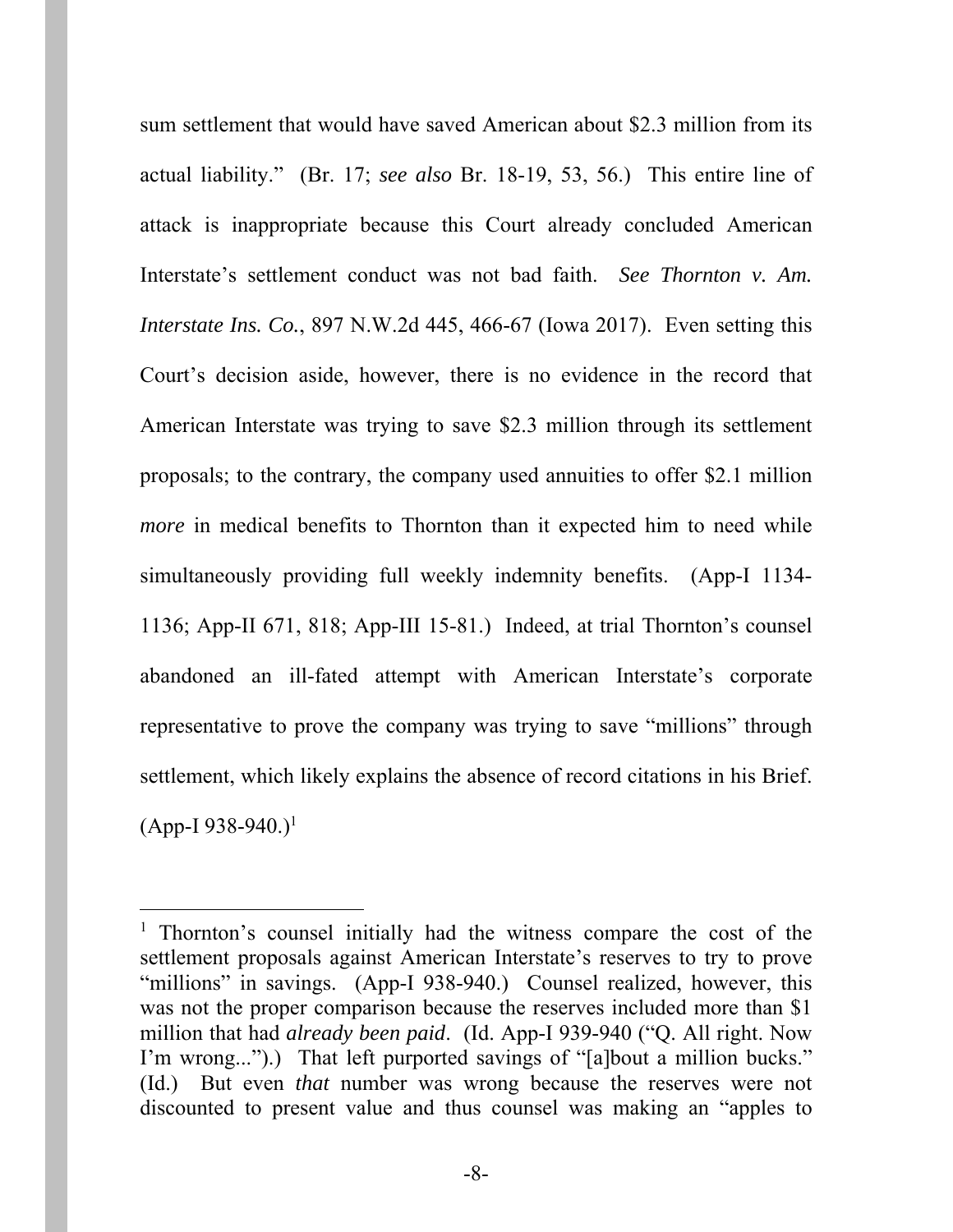sum settlement that would have saved American about $2.3 million from its actual liability." (Br. 17; *see also* Br. 18-19, 53, 56.) This entire line of attack is inappropriate because this Court already concluded American Interstate's settlement conduct was not bad faith. *See Thornton v. Am. Interstate Ins. Co.*, 897 N.W.2d 445, 466-67 (Iowa 2017). Even setting this Court's decision aside, however, there is no evidence in the record that American Interstate was trying to save $2.3 million through its settlement proposals; to the contrary, the company used annuities to offer $2.1 million *more* in medical benefits to Thornton than it expected him to need while simultaneously providing full weekly indemnity benefits. (App-I 1134-1136; App-II 671, 818; App-III 15-81.) Indeed, at trial Thornton's counsel abandoned an ill-fated attempt with American Interstate's corporate representative to prove the company was trying to save "millions" through settlement, which likely explains the absence of record citations in his Brief. (App-I 938-940.)[1]

---

[1] Thornton's counsel initially had the witness compare the cost of the settlement proposals against American Interstate's reserves to try to prove "millions" in savings. (App-I 938-940.) Counsel realized, however, this was not the proper comparison because the reserves included more than $1 million that had *already been paid*. (Id. App-I 939-940 ("Q. All right. Now I'm wrong...").) That left purported savings of "[a]bout a million bucks." (Id.) But even *that* number was wrong because the reserves were not discounted to present value and thus counsel was making an "apples to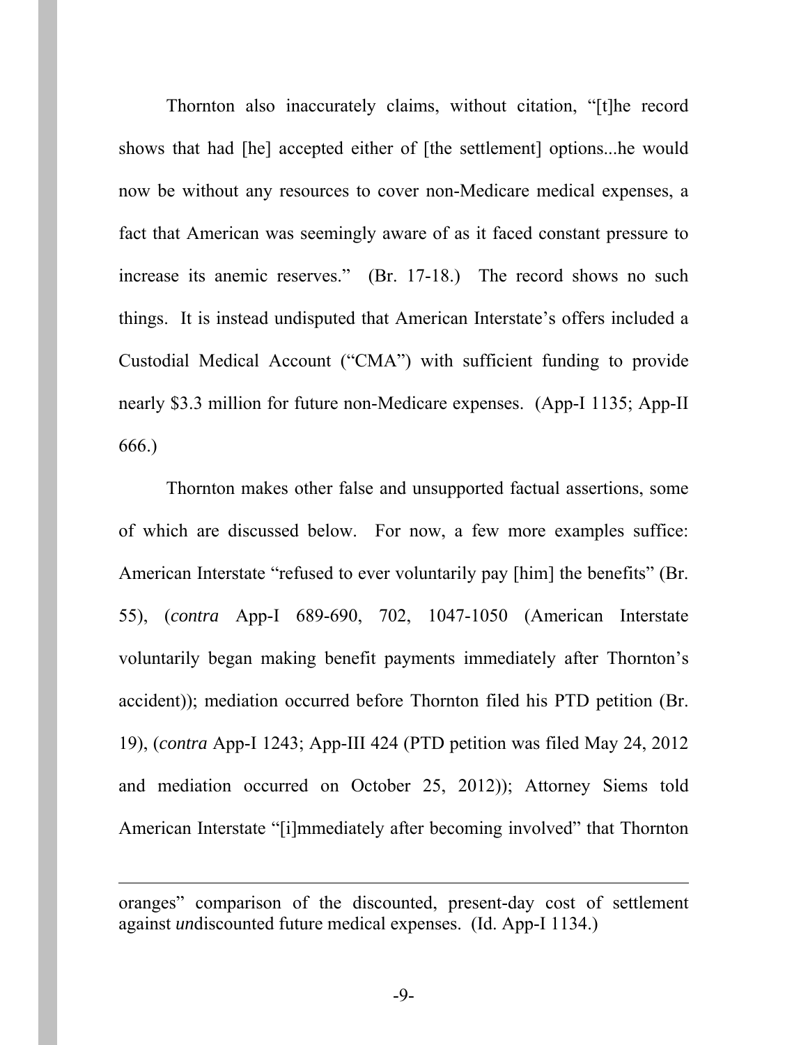Thornton also inaccurately claims, without citation, "[t]he record shows that had [he] accepted either of [the settlement] options...he would now be without any resources to cover non-Medicare medical expenses, a fact that American was seemingly aware of as it faced constant pressure to increase its anemic reserves." (Br. 17-18.) The record shows no such things. It is instead undisputed that American Interstate's offers included a Custodial Medical Account ("CMA") with sufficient funding to provide nearly $3.3 million for future non-Medicare expenses. (App-I 1135; App-II 666.)

Thornton makes other false and unsupported factual assertions, some of which are discussed below. For now, a few more examples suffice: American Interstate "refused to ever voluntarily pay [him] the benefits" (Br. 55), (*contra* App-I 689-690, 702, 1047-1050 (American Interstate voluntarily began making benefit payments immediately after Thornton's accident)); mediation occurred before Thornton filed his PTD petition (Br. 19), (*contra* App-I 1243; App-III 424 (PTD petition was filed May 24, 2012 and mediation occurred on October 25, 2012)); Attorney Siems told American Interstate "[i]mmediately after becoming involved" that Thornton

---

oranges" comparison of the discounted, present-day cost of settlement against *un*discounted future medical expenses. (Id. App-I 1134.)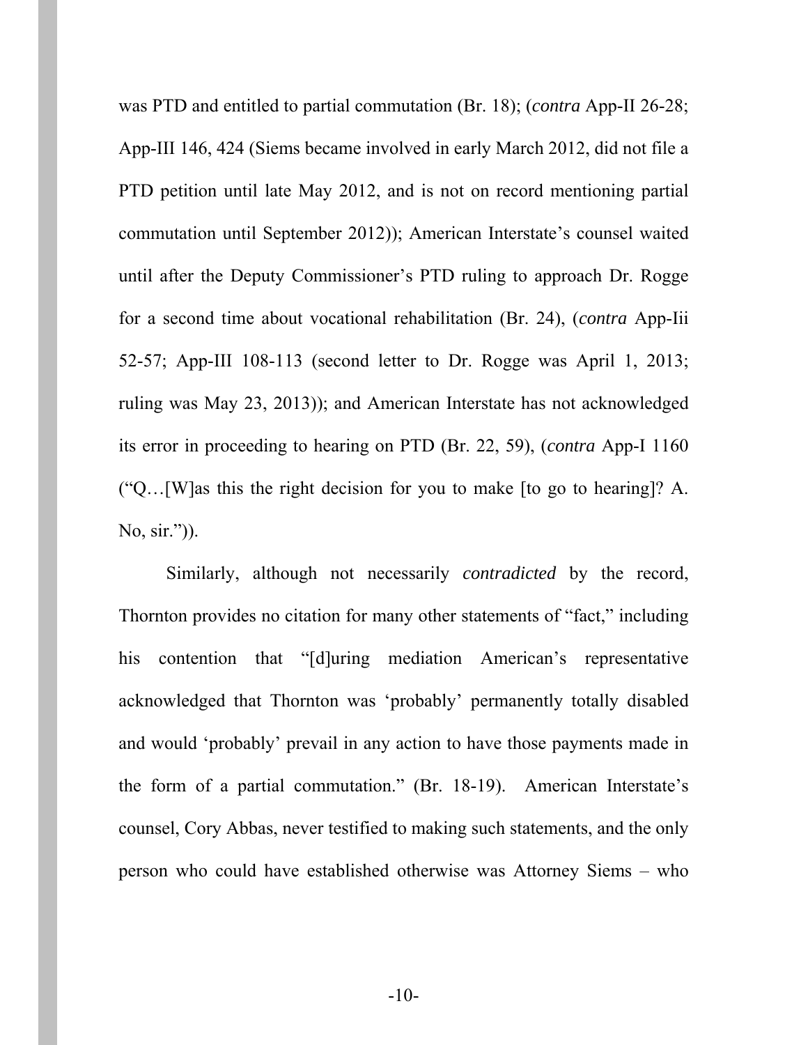was PTD and entitled to partial commutation (Br. 18); (*contra* App-II 26-28; App-III 146, 424 (Siems became involved in early March 2012, did not file a PTD petition until late May 2012, and is not on record mentioning partial commutation until September 2012)); American Interstate's counsel waited until after the Deputy Commissioner's PTD ruling to approach Dr. Rogge for a second time about vocational rehabilitation (Br. 24), (*contra* App-Iii 52-57; App-III 108-113 (second letter to Dr. Rogge was April 1, 2013; ruling was May 23, 2013)); and American Interstate has not acknowledged its error in proceeding to hearing on PTD (Br. 22, 59), (*contra* App-I 1160 ("Q…[W]as this the right decision for you to make [to go to hearing]? A. No, sir.")).

Similarly, although not necessarily *contradicted* by the record, Thornton provides no citation for many other statements of "fact," including his contention that "[d]uring mediation American's representative acknowledged that Thornton was 'probably' permanently totally disabled and would 'probably' prevail in any action to have those payments made in the form of a partial commutation." (Br. 18-19). American Interstate's counsel, Cory Abbas, never testified to making such statements, and the only person who could have established otherwise was Attorney Siems – who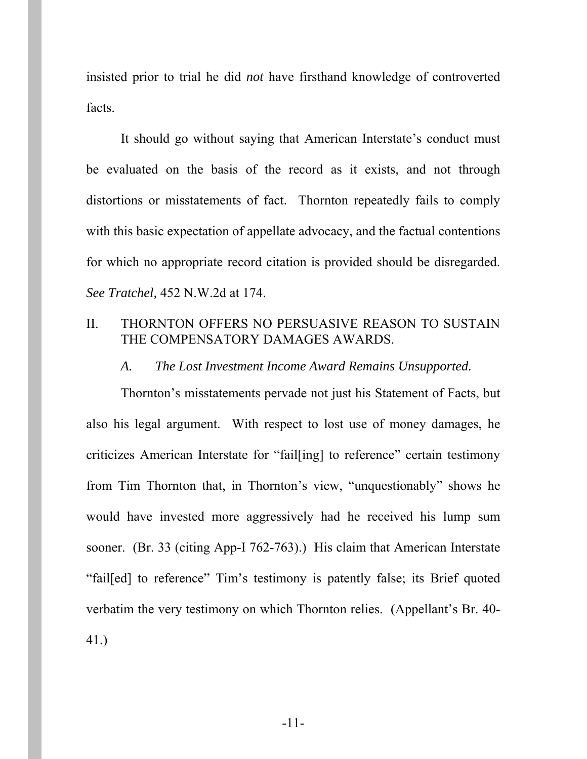insisted prior to trial he did *not* have firsthand knowledge of controverted facts.

It should go without saying that American Interstate's conduct must be evaluated on the basis of the record as it exists, and not through distortions or misstatements of fact. Thornton repeatedly fails to comply with this basic expectation of appellate advocacy, and the factual contentions for which no appropriate record citation is provided should be disregarded. *See Tratchel,* 452 N.W.2d at 174.

## II. THORNTON OFFERS NO PERSUASIVE REASON TO SUSTAIN THE COMPENSATORY DAMAGES AWARDS.

### *A. The Lost Investment Income Award Remains Unsupported.*

Thornton's misstatements pervade not just his Statement of Facts, but also his legal argument. With respect to lost use of money damages, he criticizes American Interstate for "fail[ing] to reference" certain testimony from Tim Thornton that, in Thornton's view, "unquestionably" shows he would have invested more aggressively had he received his lump sum sooner. (Br. 33 (citing App-I 762-763).) His claim that American Interstate "fail[ed] to reference" Tim's testimony is patently false; its Brief quoted verbatim the very testimony on which Thornton relies. (Appellant's Br. 40-41.)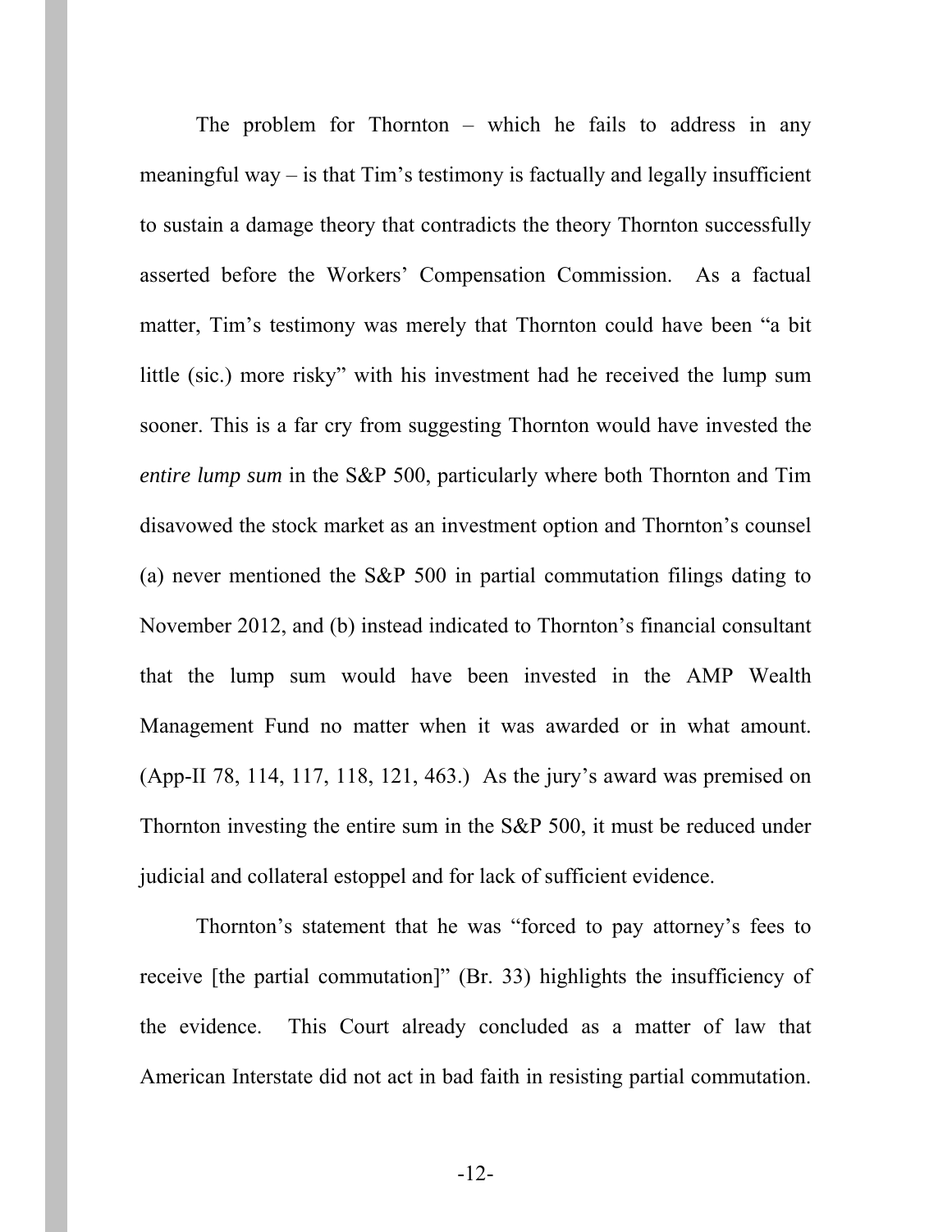The problem for Thornton – which he fails to address in any meaningful way – is that Tim's testimony is factually and legally insufficient to sustain a damage theory that contradicts the theory Thornton successfully asserted before the Workers' Compensation Commission. As a factual matter, Tim's testimony was merely that Thornton could have been "a bit little (sic.) more risky" with his investment had he received the lump sum sooner. This is a far cry from suggesting Thornton would have invested the *entire lump sum* in the S&P 500, particularly where both Thornton and Tim disavowed the stock market as an investment option and Thornton's counsel (a) never mentioned the S&P 500 in partial commutation filings dating to November 2012, and (b) instead indicated to Thornton's financial consultant that the lump sum would have been invested in the AMP Wealth Management Fund no matter when it was awarded or in what amount. (App-II 78, 114, 117, 118, 121, 463.) As the jury's award was premised on Thornton investing the entire sum in the S&P 500, it must be reduced under judicial and collateral estoppel and for lack of sufficient evidence.

Thornton's statement that he was "forced to pay attorney's fees to receive [the partial commutation]" (Br. 33) highlights the insufficiency of the evidence. This Court already concluded as a matter of law that American Interstate did not act in bad faith in resisting partial commutation.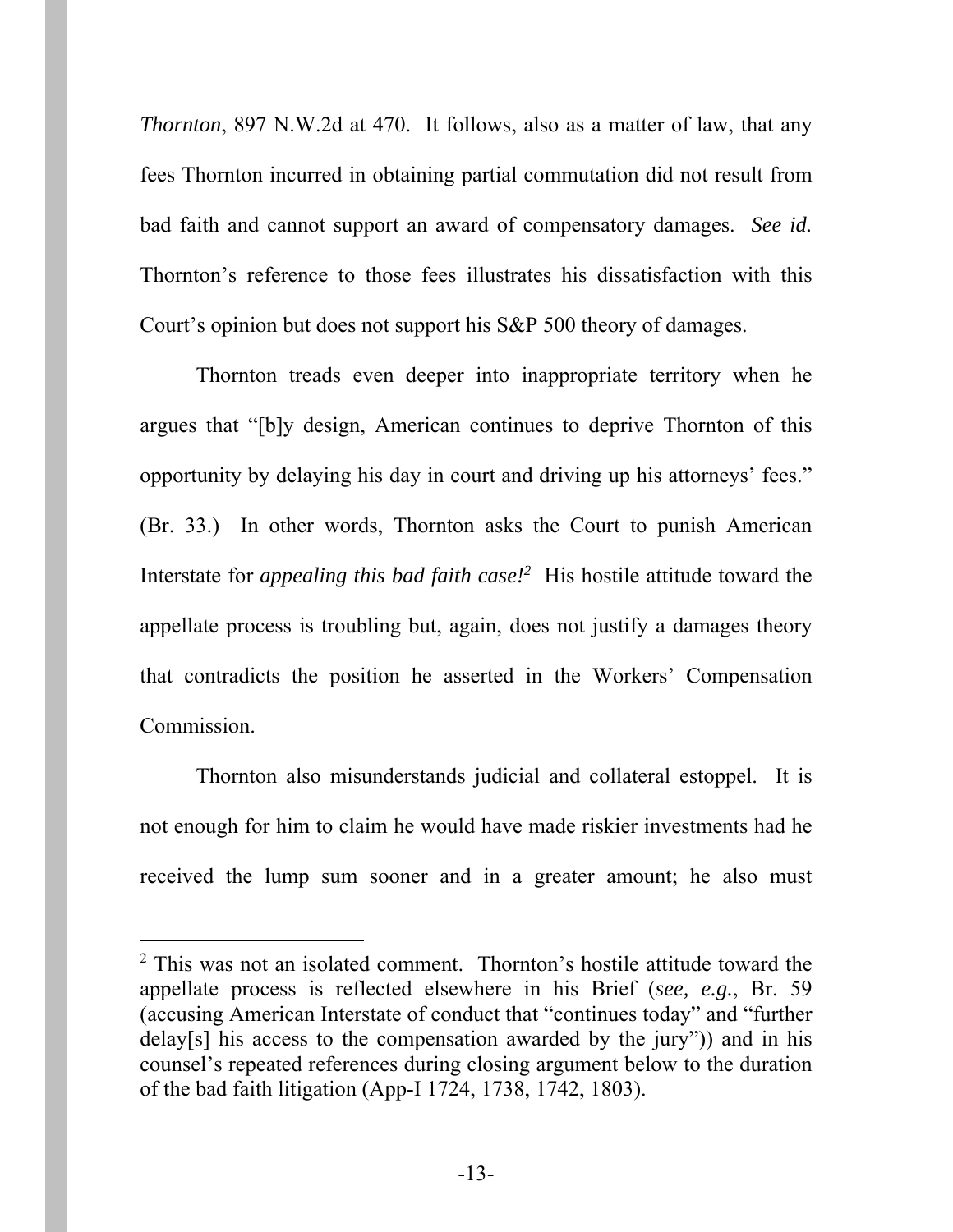*Thornton*, 897 N.W.2d at 470. It follows, also as a matter of law, that any fees Thornton incurred in obtaining partial commutation did not result from bad faith and cannot support an award of compensatory damages. *See id.* Thornton's reference to those fees illustrates his dissatisfaction with this Court's opinion but does not support his S&P 500 theory of damages.

Thornton treads even deeper into inappropriate territory when he argues that "[b]y design, American continues to deprive Thornton of this opportunity by delaying his day in court and driving up his attorneys' fees." (Br. 33.) In other words, Thornton asks the Court to punish American Interstate for *appealing this bad faith case!*[2] His hostile attitude toward the appellate process is troubling but, again, does not justify a damages theory that contradicts the position he asserted in the Workers' Compensation Commission.

Thornton also misunderstands judicial and collateral estoppel. It is not enough for him to claim he would have made riskier investments had he received the lump sum sooner and in a greater amount; he also must

---

[2] This was not an isolated comment. Thornton's hostile attitude toward the appellate process is reflected elsewhere in his Brief (*see, e.g.*, Br. 59 (accusing American Interstate of conduct that "continues today" and "further delay[s] his access to the compensation awarded by the jury")) and in his counsel's repeated references during closing argument below to the duration of the bad faith litigation (App-I 1724, 1738, 1742, 1803).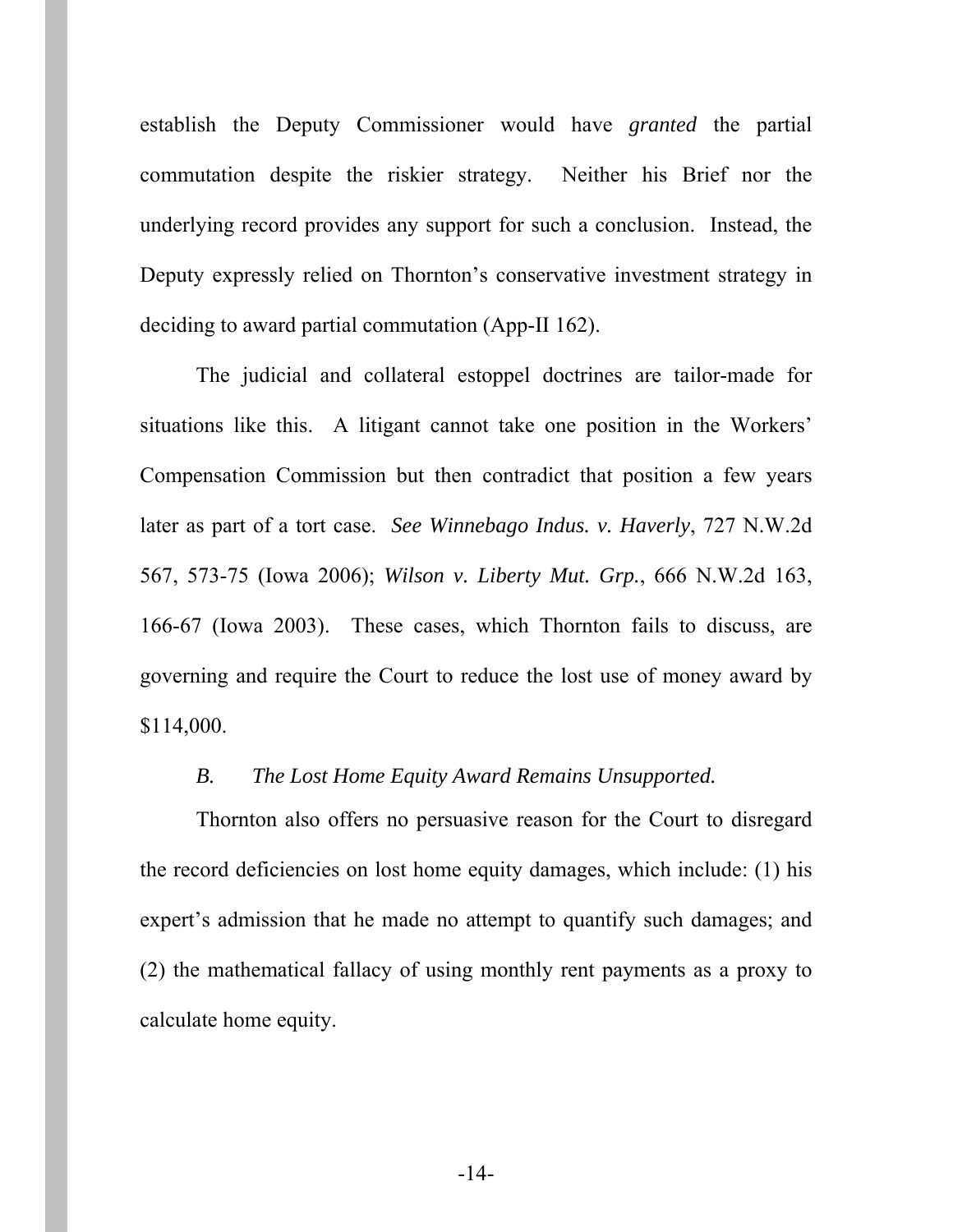establish the Deputy Commissioner would have *granted* the partial commutation despite the riskier strategy. Neither his Brief nor the underlying record provides any support for such a conclusion. Instead, the Deputy expressly relied on Thornton's conservative investment strategy in deciding to award partial commutation (App-II 162).

The judicial and collateral estoppel doctrines are tailor-made for situations like this. A litigant cannot take one position in the Workers' Compensation Commission but then contradict that position a few years later as part of a tort case. *See Winnebago Indus. v. Haverly*, 727 N.W.2d 567, 573-75 (Iowa 2006); *Wilson v. Liberty Mut. Grp.*, 666 N.W.2d 163, 166-67 (Iowa 2003). These cases, which Thornton fails to discuss, are governing and require the Court to reduce the lost use of money award by $114,000.

### *B. The Lost Home Equity Award Remains Unsupported.*

Thornton also offers no persuasive reason for the Court to disregard the record deficiencies on lost home equity damages, which include: (1) his expert's admission that he made no attempt to quantify such damages; and (2) the mathematical fallacy of using monthly rent payments as a proxy to calculate home equity.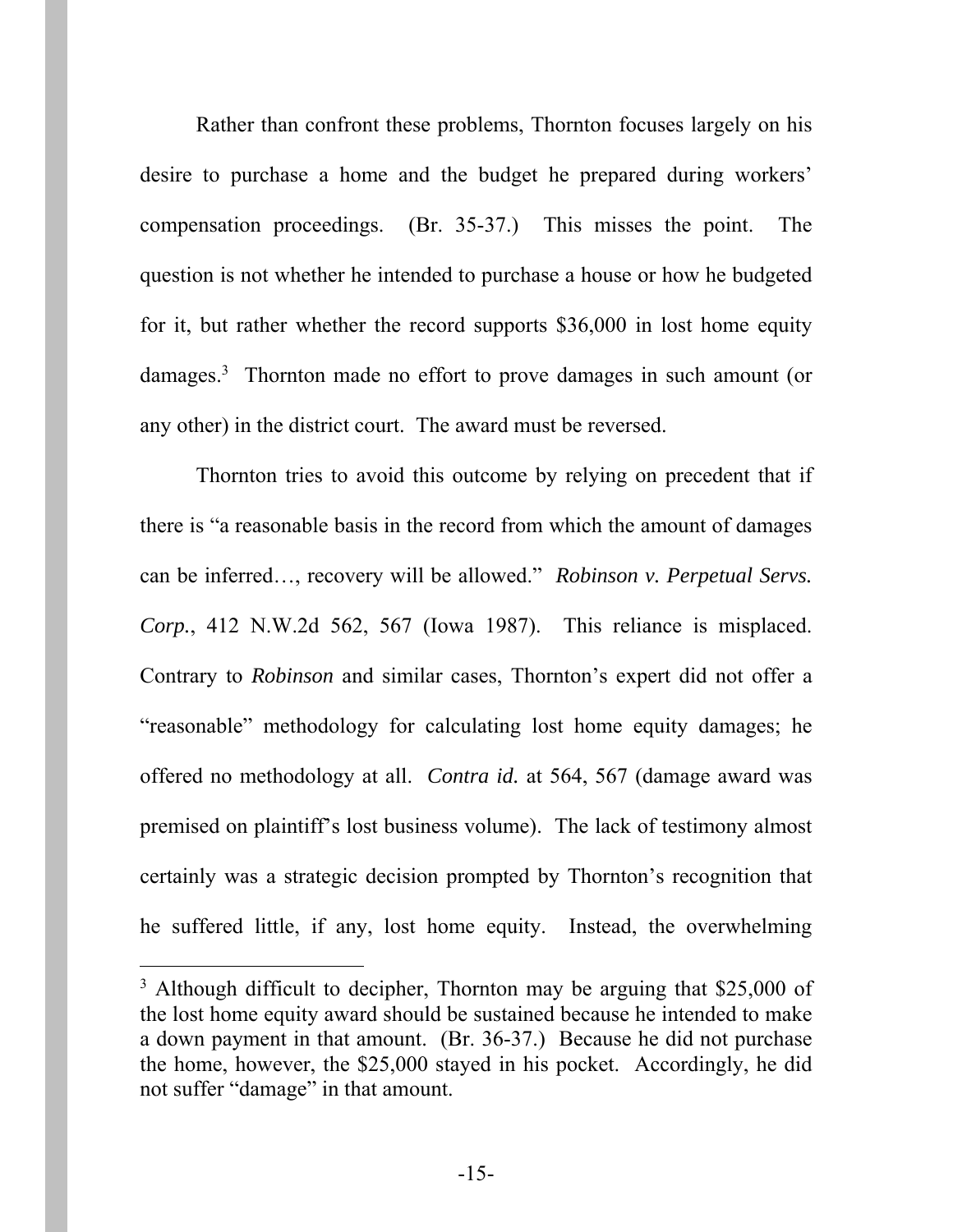Rather than confront these problems, Thornton focuses largely on his desire to purchase a home and the budget he prepared during workers' compensation proceedings. (Br. 35-37.) This misses the point. The question is not whether he intended to purchase a house or how he budgeted for it, but rather whether the record supports $36,000 in lost home equity damages.[3] Thornton made no effort to prove damages in such amount (or any other) in the district court. The award must be reversed.

Thornton tries to avoid this outcome by relying on precedent that if there is "a reasonable basis in the record from which the amount of damages can be inferred…, recovery will be allowed." *Robinson v. Perpetual Servs. Corp.*, 412 N.W.2d 562, 567 (Iowa 1987). This reliance is misplaced. Contrary to *Robinson* and similar cases, Thornton's expert did not offer a "reasonable" methodology for calculating lost home equity damages; he offered no methodology at all. *Contra id.* at 564, 567 (damage award was premised on plaintiff's lost business volume). The lack of testimony almost certainly was a strategic decision prompted by Thornton's recognition that he suffered little, if any, lost home equity. Instead, the overwhelming

---

[3] Although difficult to decipher, Thornton may be arguing that $25,000 of the lost home equity award should be sustained because he intended to make a down payment in that amount. (Br. 36-37.) Because he did not purchase the home, however, the $25,000 stayed in his pocket. Accordingly, he did not suffer "damage" in that amount.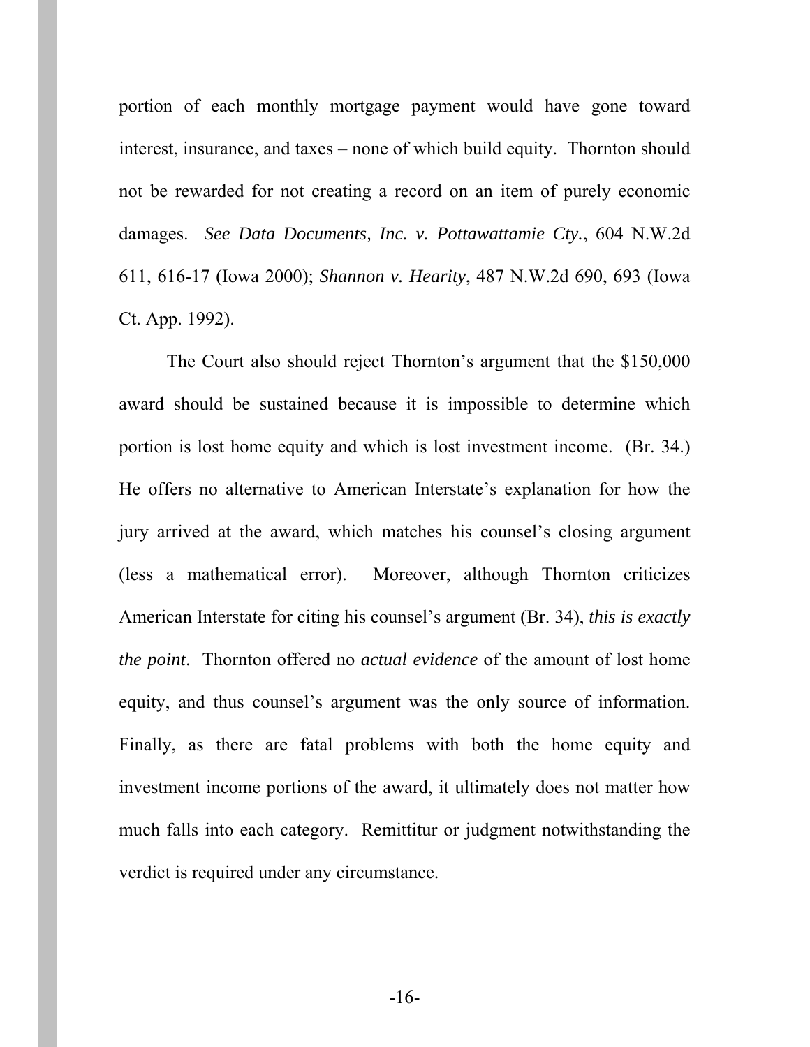portion of each monthly mortgage payment would have gone toward interest, insurance, and taxes – none of which build equity. Thornton should not be rewarded for not creating a record on an item of purely economic damages. *See Data Documents, Inc. v. Pottawattamie Cty.*, 604 N.W.2d 611, 616-17 (Iowa 2000); *Shannon v. Hearity*, 487 N.W.2d 690, 693 (Iowa Ct. App. 1992).

The Court also should reject Thornton's argument that the $150,000 award should be sustained because it is impossible to determine which portion is lost home equity and which is lost investment income. (Br. 34.) He offers no alternative to American Interstate's explanation for how the jury arrived at the award, which matches his counsel's closing argument (less a mathematical error). Moreover, although Thornton criticizes American Interstate for citing his counsel's argument (Br. 34), *this is exactly the point*. Thornton offered no *actual evidence* of the amount of lost home equity, and thus counsel's argument was the only source of information. Finally, as there are fatal problems with both the home equity and investment income portions of the award, it ultimately does not matter how much falls into each category. Remittitur or judgment notwithstanding the verdict is required under any circumstance.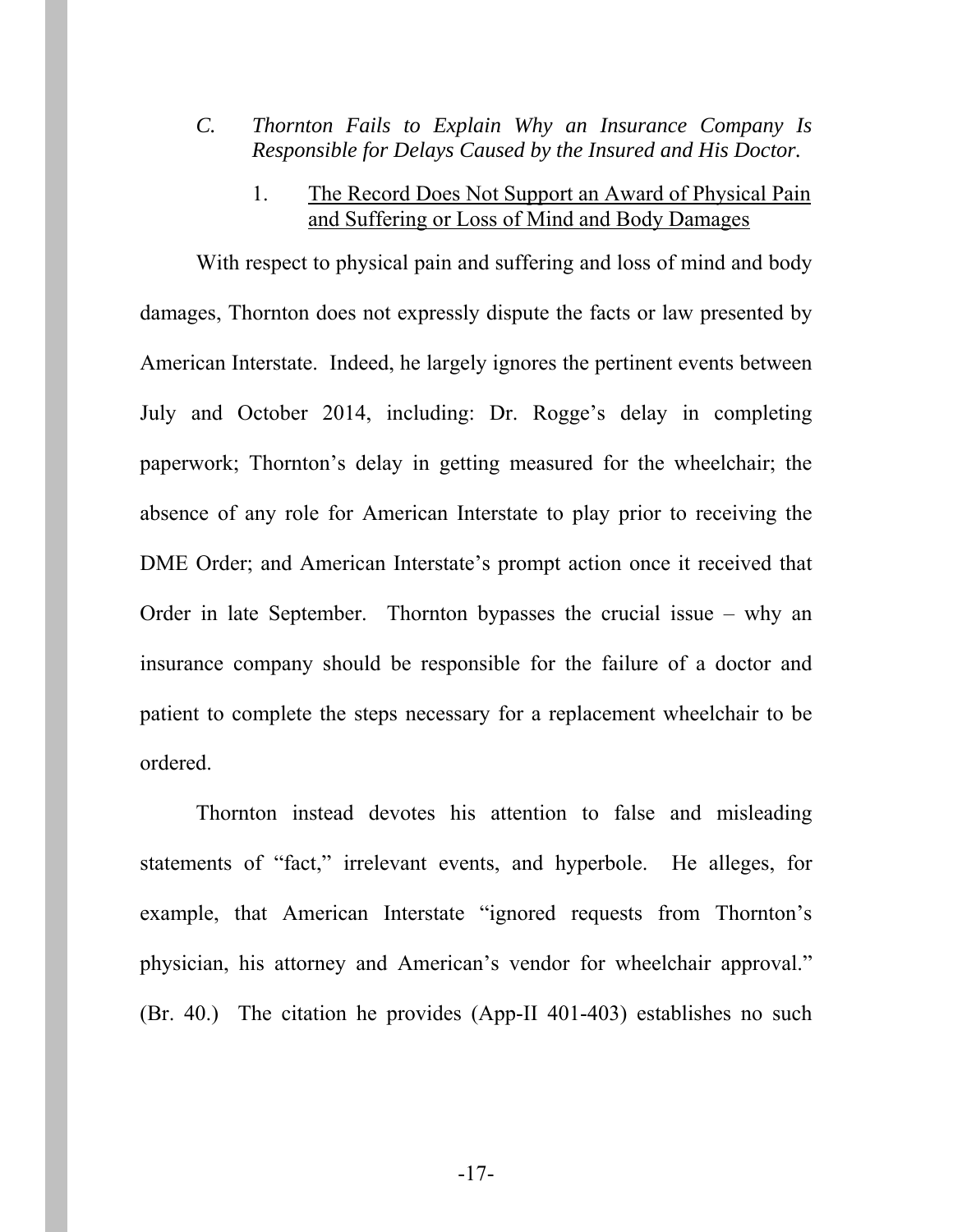### *C. Thornton Fails to Explain Why an Insurance Company Is Responsible for Delays Caused by the Insured and His Doctor.*

#### 1. <u>The Record Does Not Support an Award of Physical Pain and Suffering or Loss of Mind and Body Damages</u>

With respect to physical pain and suffering and loss of mind and body damages, Thornton does not expressly dispute the facts or law presented by American Interstate. Indeed, he largely ignores the pertinent events between July and October 2014, including: Dr. Rogge's delay in completing paperwork; Thornton's delay in getting measured for the wheelchair; the absence of any role for American Interstate to play prior to receiving the DME Order; and American Interstate's prompt action once it received that Order in late September. Thornton bypasses the crucial issue – why an insurance company should be responsible for the failure of a doctor and patient to complete the steps necessary for a replacement wheelchair to be ordered.

Thornton instead devotes his attention to false and misleading statements of "fact," irrelevant events, and hyperbole. He alleges, for example, that American Interstate "ignored requests from Thornton's physician, his attorney and American's vendor for wheelchair approval." (Br. 40.) The citation he provides (App-II 401-403) establishes no such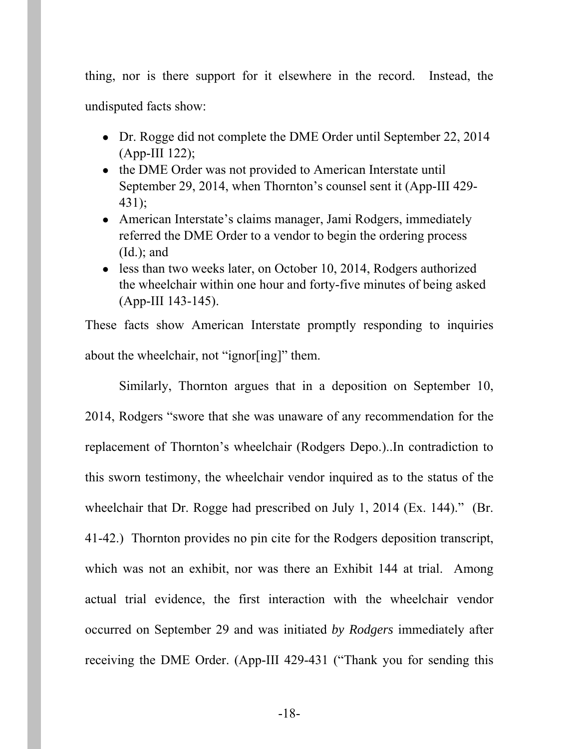thing, nor is there support for it elsewhere in the record. Instead, the undisputed facts show:

- Dr. Rogge did not complete the DME Order until September 22, 2014 (App-III 122);
- the DME Order was not provided to American Interstate until September 29, 2014, when Thornton's counsel sent it (App-III 429-431);
- American Interstate's claims manager, Jami Rodgers, immediately referred the DME Order to a vendor to begin the ordering process (Id.); and
- less than two weeks later, on October 10, 2014, Rodgers authorized the wheelchair within one hour and forty-five minutes of being asked (App-III 143-145).

These facts show American Interstate promptly responding to inquiries about the wheelchair, not "ignor[ing]" them.

Similarly, Thornton argues that in a deposition on September 10, 2014, Rodgers "swore that she was unaware of any recommendation for the replacement of Thornton's wheelchair (Rodgers Depo.)..In contradiction to this sworn testimony, the wheelchair vendor inquired as to the status of the wheelchair that Dr. Rogge had prescribed on July 1, 2014 (Ex. 144)." (Br. 41-42.) Thornton provides no pin cite for the Rodgers deposition transcript, which was not an exhibit, nor was there an Exhibit 144 at trial. Among actual trial evidence, the first interaction with the wheelchair vendor occurred on September 29 and was initiated *by Rodgers* immediately after receiving the DME Order. (App-III 429-431 ("Thank you for sending this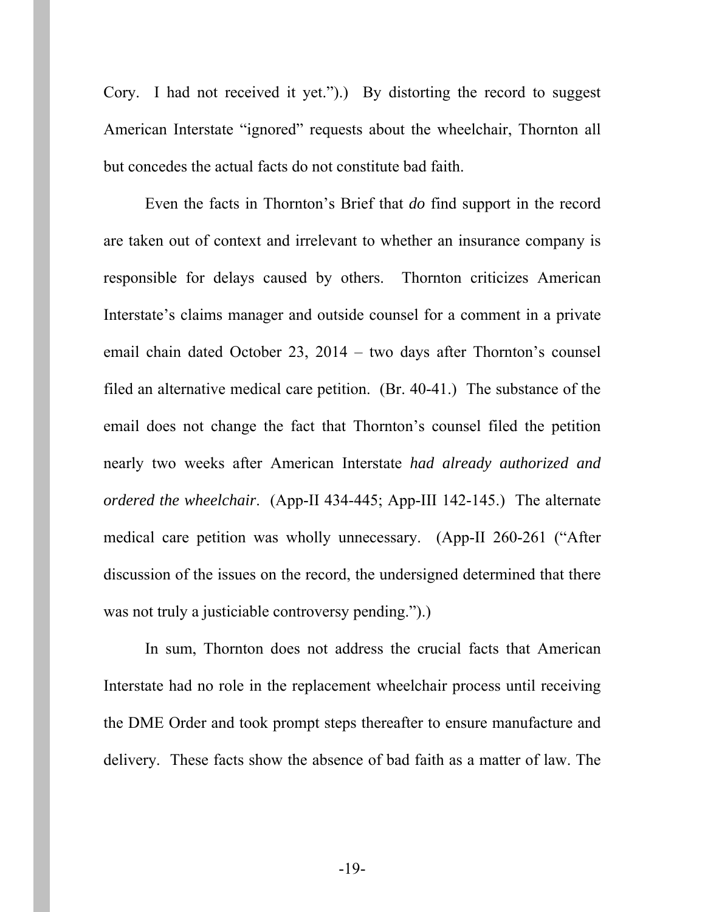Cory. I had not received it yet.").) By distorting the record to suggest American Interstate "ignored" requests about the wheelchair, Thornton all but concedes the actual facts do not constitute bad faith.

Even the facts in Thornton's Brief that *do* find support in the record are taken out of context and irrelevant to whether an insurance company is responsible for delays caused by others. Thornton criticizes American Interstate's claims manager and outside counsel for a comment in a private email chain dated October 23, 2014 – two days after Thornton's counsel filed an alternative medical care petition. (Br. 40-41.) The substance of the email does not change the fact that Thornton's counsel filed the petition nearly two weeks after American Interstate *had already authorized and ordered the wheelchair*. (App-II 434-445; App-III 142-145.) The alternate medical care petition was wholly unnecessary. (App-II 260-261 ("After discussion of the issues on the record, the undersigned determined that there was not truly a justiciable controversy pending.").)

In sum, Thornton does not address the crucial facts that American Interstate had no role in the replacement wheelchair process until receiving the DME Order and took prompt steps thereafter to ensure manufacture and delivery. These facts show the absence of bad faith as a matter of law. The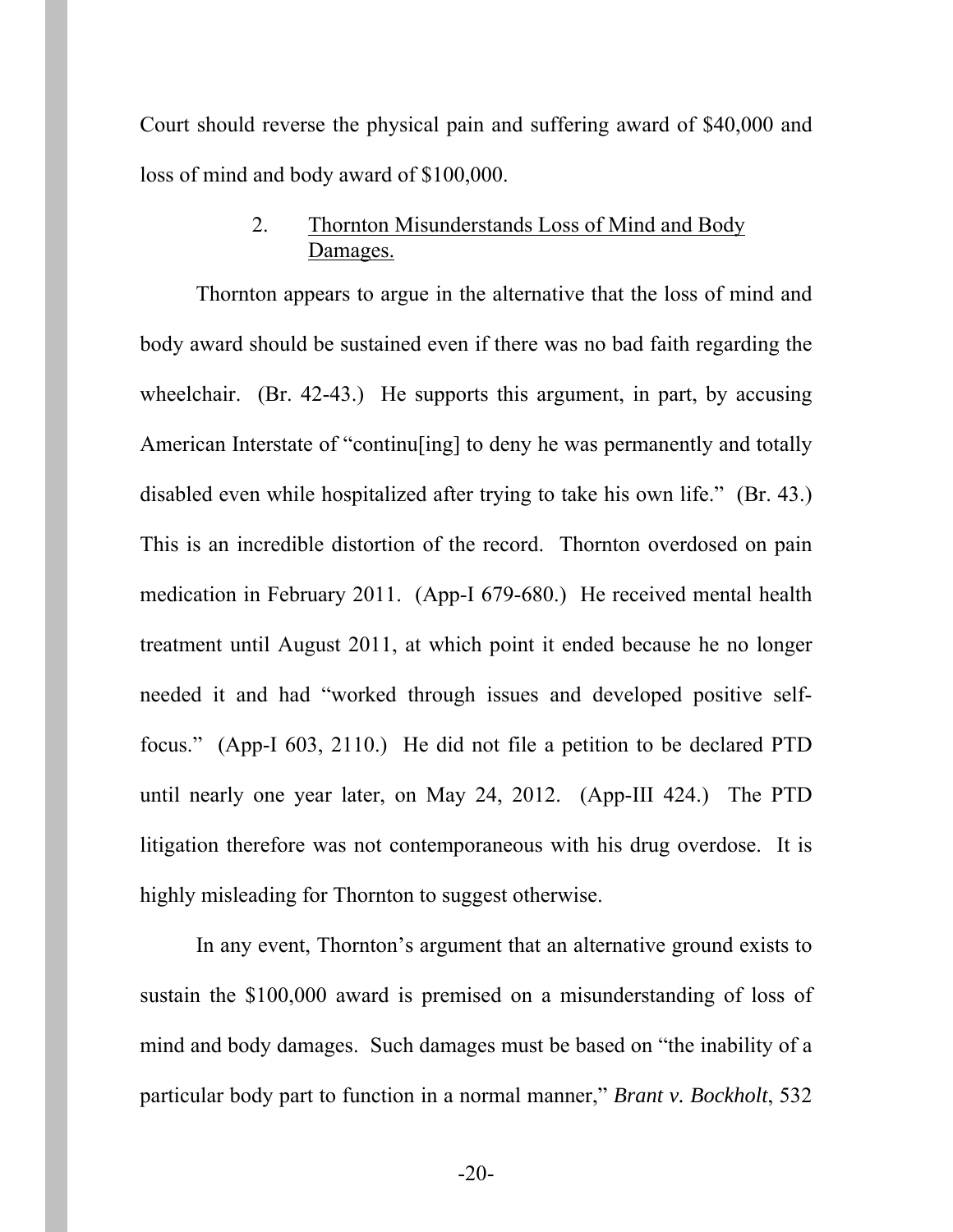Court should reverse the physical pain and suffering award of $40,000 and loss of mind and body award of $100,000.

### 2. Thornton Misunderstands Loss of Mind and Body Damages.

Thornton appears to argue in the alternative that the loss of mind and body award should be sustained even if there was no bad faith regarding the wheelchair. (Br. 42-43.) He supports this argument, in part, by accusing American Interstate of "continu[ing] to deny he was permanently and totally disabled even while hospitalized after trying to take his own life." (Br. 43.) This is an incredible distortion of the record. Thornton overdosed on pain medication in February 2011. (App-I 679-680.) He received mental health treatment until August 2011, at which point it ended because he no longer needed it and had "worked through issues and developed positive self-focus." (App-I 603, 2110.) He did not file a petition to be declared PTD until nearly one year later, on May 24, 2012. (App-III 424.) The PTD litigation therefore was not contemporaneous with his drug overdose. It is highly misleading for Thornton to suggest otherwise.

In any event, Thornton's argument that an alternative ground exists to sustain the $100,000 award is premised on a misunderstanding of loss of mind and body damages. Such damages must be based on "the inability of a particular body part to function in a normal manner," *Brant v. Bockholt*, 532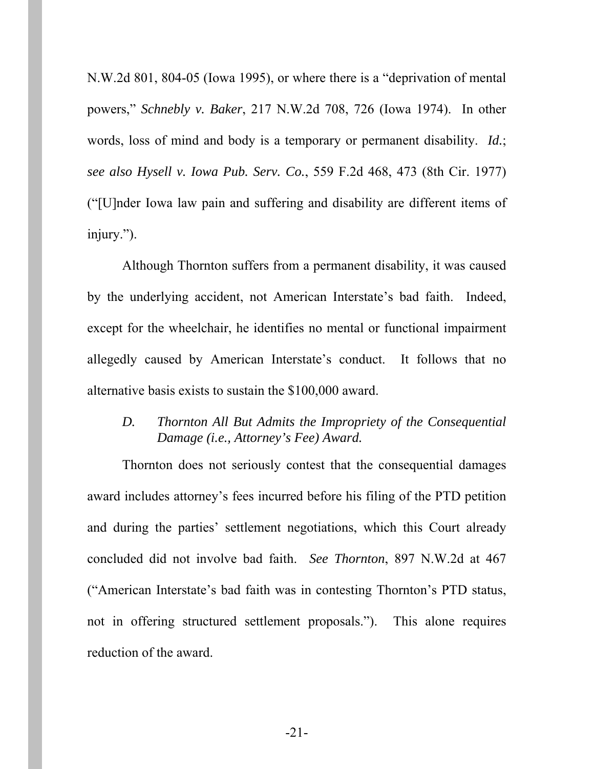N.W.2d 801, 804-05 (Iowa 1995), or where there is a "deprivation of mental powers," *Schnebly v. Baker*, 217 N.W.2d 708, 726 (Iowa 1974). In other words, loss of mind and body is a temporary or permanent disability. *Id.*; *see also Hysell v. Iowa Pub. Serv. Co.*, 559 F.2d 468, 473 (8th Cir. 1977) ("[U]nder Iowa law pain and suffering and disability are different items of injury.").

Although Thornton suffers from a permanent disability, it was caused by the underlying accident, not American Interstate's bad faith. Indeed, except for the wheelchair, he identifies no mental or functional impairment allegedly caused by American Interstate's conduct. It follows that no alternative basis exists to sustain the $100,000 award.

### *D. Thornton All But Admits the Impropriety of the Consequential Damage (i.e., Attorney's Fee) Award.*

Thornton does not seriously contest that the consequential damages award includes attorney's fees incurred before his filing of the PTD petition and during the parties' settlement negotiations, which this Court already concluded did not involve bad faith. *See Thornton*, 897 N.W.2d at 467 ("American Interstate's bad faith was in contesting Thornton's PTD status, not in offering structured settlement proposals."). This alone requires reduction of the award.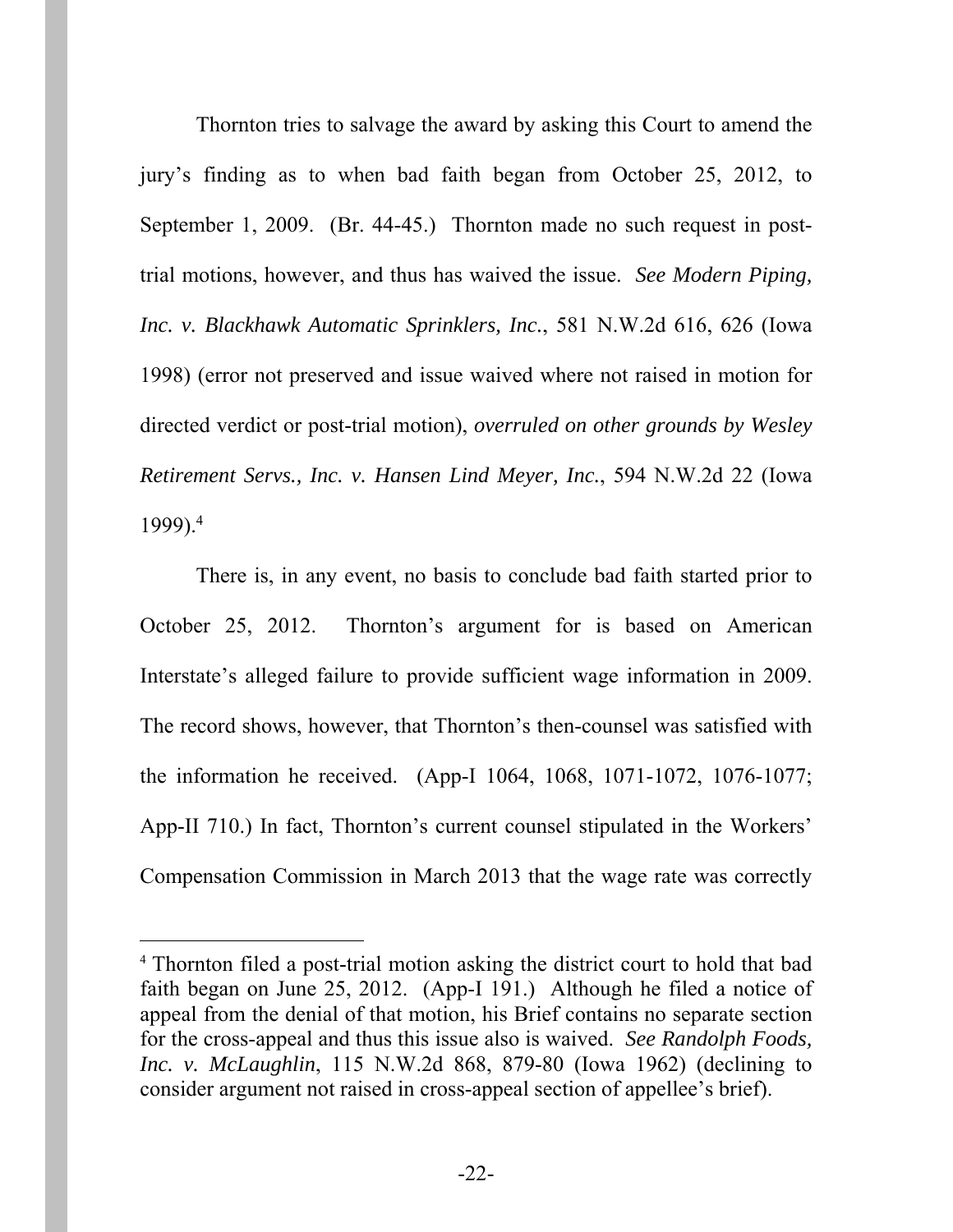Thornton tries to salvage the award by asking this Court to amend the jury's finding as to when bad faith began from October 25, 2012, to September 1, 2009. (Br. 44-45.) Thornton made no such request in post-trial motions, however, and thus has waived the issue. *See Modern Piping, Inc. v. Blackhawk Automatic Sprinklers, Inc.*, 581 N.W.2d 616, 626 (Iowa 1998) (error not preserved and issue waived where not raised in motion for directed verdict or post-trial motion), *overruled on other grounds by Wesley Retirement Servs., Inc. v. Hansen Lind Meyer, Inc.*, 594 N.W.2d 22 (Iowa 1999).[4]

There is, in any event, no basis to conclude bad faith started prior to October 25, 2012. Thornton's argument for is based on American Interstate's alleged failure to provide sufficient wage information in 2009. The record shows, however, that Thornton's then-counsel was satisfied with the information he received. (App-I 1064, 1068, 1071-1072, 1076-1077; App-II 710.) In fact, Thornton's current counsel stipulated in the Workers' Compensation Commission in March 2013 that the wage rate was correctly

---

[4] Thornton filed a post-trial motion asking the district court to hold that bad faith began on June 25, 2012. (App-I 191.) Although he filed a notice of appeal from the denial of that motion, his Brief contains no separate section for the cross-appeal and thus this issue also is waived. *See Randolph Foods, Inc. v. McLaughlin*, 115 N.W.2d 868, 879-80 (Iowa 1962) (declining to consider argument not raised in cross-appeal section of appellee's brief).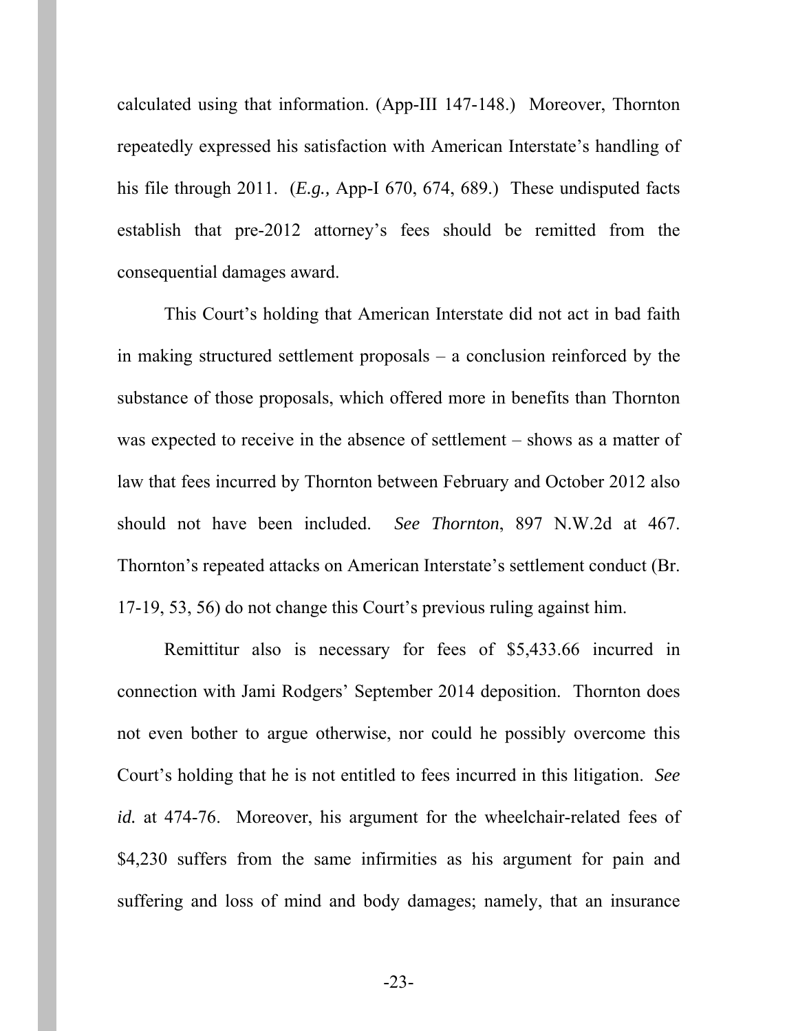calculated using that information. (App-III 147-148.) Moreover, Thornton repeatedly expressed his satisfaction with American Interstate's handling of his file through 2011. (*E.g.,* App-I 670, 674, 689.) These undisputed facts establish that pre-2012 attorney's fees should be remitted from the consequential damages award.

This Court's holding that American Interstate did not act in bad faith in making structured settlement proposals – a conclusion reinforced by the substance of those proposals, which offered more in benefits than Thornton was expected to receive in the absence of settlement – shows as a matter of law that fees incurred by Thornton between February and October 2012 also should not have been included. *See Thornton*, 897 N.W.2d at 467. Thornton's repeated attacks on American Interstate's settlement conduct (Br. 17-19, 53, 56) do not change this Court's previous ruling against him.

Remittitur also is necessary for fees of $5,433.66 incurred in connection with Jami Rodgers' September 2014 deposition. Thornton does not even bother to argue otherwise, nor could he possibly overcome this Court's holding that he is not entitled to fees incurred in this litigation. *See id.* at 474-76. Moreover, his argument for the wheelchair-related fees of $4,230 suffers from the same infirmities as his argument for pain and suffering and loss of mind and body damages; namely, that an insurance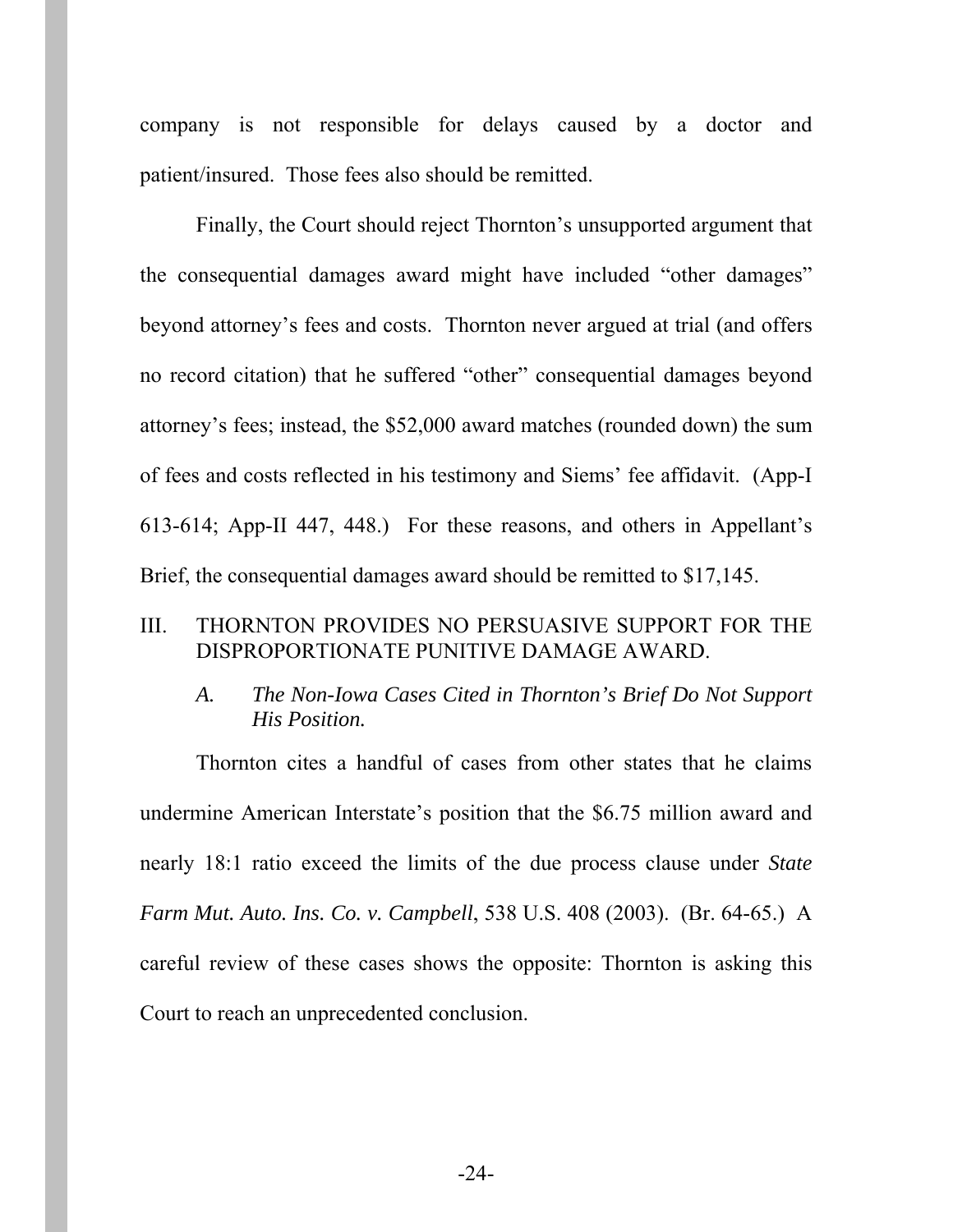company is not responsible for delays caused by a doctor and patient/insured. Those fees also should be remitted.

Finally, the Court should reject Thornton's unsupported argument that the consequential damages award might have included "other damages" beyond attorney's fees and costs. Thornton never argued at trial (and offers no record citation) that he suffered "other" consequential damages beyond attorney's fees; instead, the $52,000 award matches (rounded down) the sum of fees and costs reflected in his testimony and Siems' fee affidavit. (App-I 613-614; App-II 447, 448.) For these reasons, and others in Appellant's Brief, the consequential damages award should be remitted to $17,145.

## III. THORNTON PROVIDES NO PERSUASIVE SUPPORT FOR THE DISPROPORTIONATE PUNITIVE DAMAGE AWARD.

### *A. The Non-Iowa Cases Cited in Thornton's Brief Do Not Support His Position.*

Thornton cites a handful of cases from other states that he claims undermine American Interstate's position that the $6.75 million award and nearly 18:1 ratio exceed the limits of the due process clause under *State Farm Mut. Auto. Ins. Co. v. Campbell*, 538 U.S. 408 (2003). (Br. 64-65.) A careful review of these cases shows the opposite: Thornton is asking this Court to reach an unprecedented conclusion.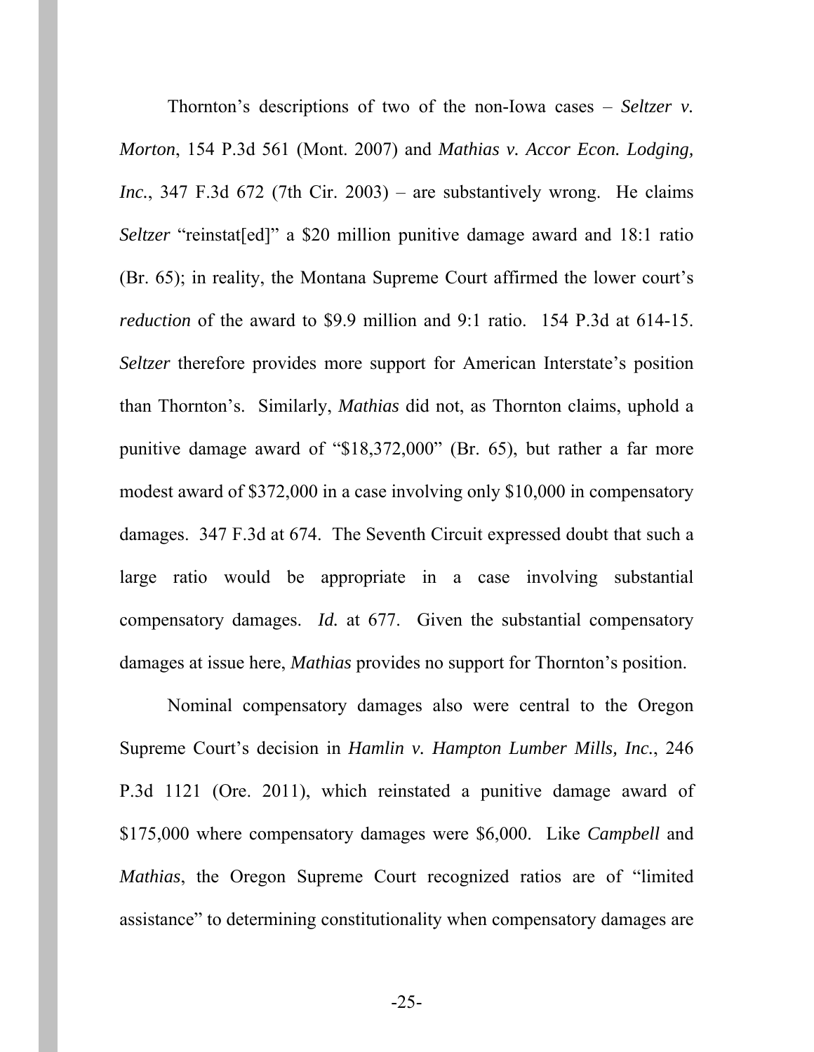Thornton's descriptions of two of the non-Iowa cases – *Seltzer v. Morton*, 154 P.3d 561 (Mont. 2007) and *Mathias v. Accor Econ. Lodging, Inc.*, 347 F.3d 672 (7th Cir. 2003) – are substantively wrong. He claims *Seltzer* "reinstat[ed]" a $20 million punitive damage award and 18:1 ratio (Br. 65); in reality, the Montana Supreme Court affirmed the lower court's *reduction* of the award to $9.9 million and 9:1 ratio. 154 P.3d at 614-15. *Seltzer* therefore provides more support for American Interstate's position than Thornton's. Similarly, *Mathias* did not, as Thornton claims, uphold a punitive damage award of "$18,372,000" (Br. 65), but rather a far more modest award of $372,000 in a case involving only $10,000 in compensatory damages. 347 F.3d at 674. The Seventh Circuit expressed doubt that such a large ratio would be appropriate in a case involving substantial compensatory damages. *Id.* at 677. Given the substantial compensatory damages at issue here, *Mathias* provides no support for Thornton's position.

Nominal compensatory damages also were central to the Oregon Supreme Court's decision in *Hamlin v. Hampton Lumber Mills, Inc.*, 246 P.3d 1121 (Ore. 2011), which reinstated a punitive damage award of $175,000 where compensatory damages were $6,000. Like *Campbell* and *Mathias*, the Oregon Supreme Court recognized ratios are of "limited assistance" to determining constitutionality when compensatory damages are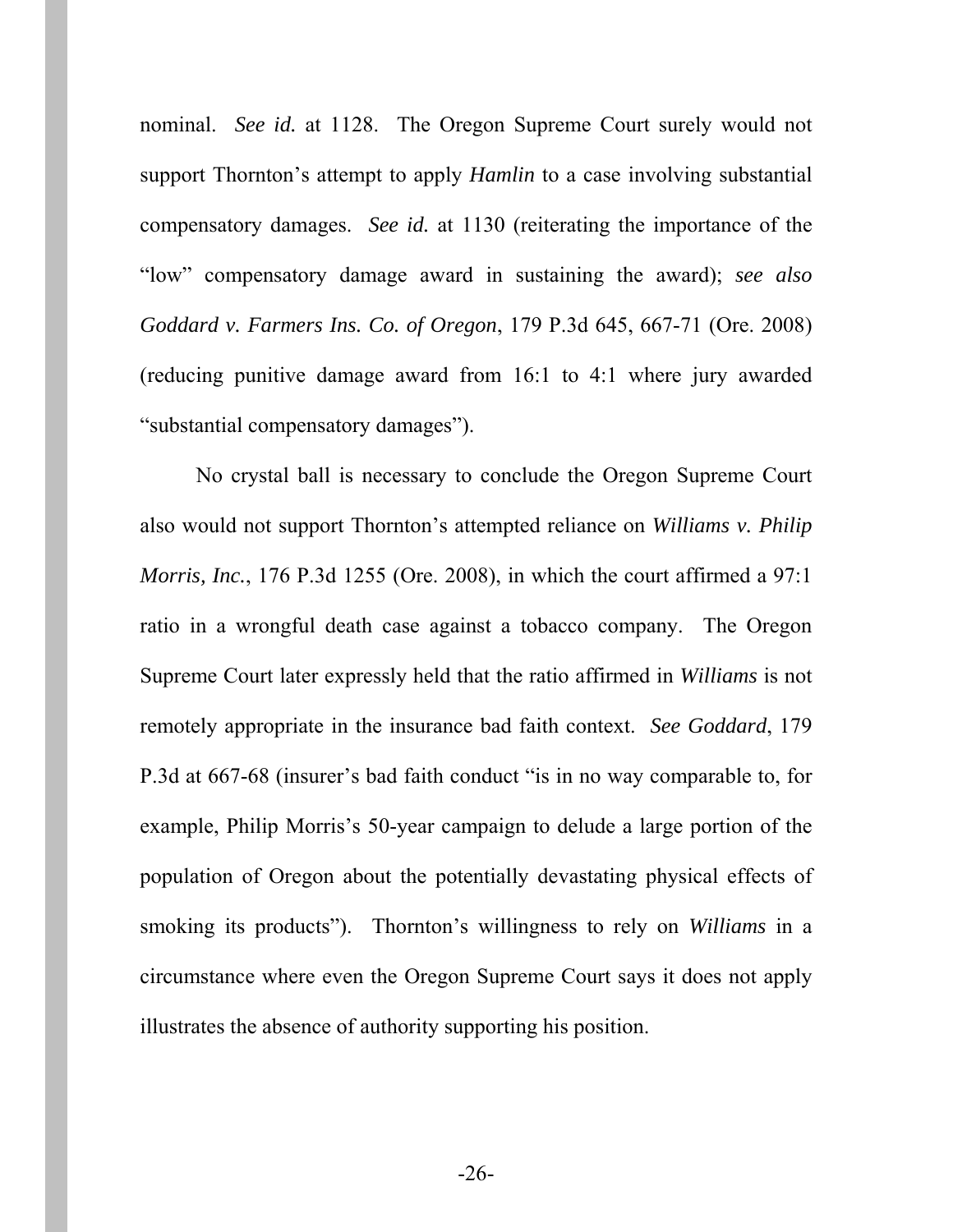nominal. *See id.* at 1128. The Oregon Supreme Court surely would not support Thornton's attempt to apply *Hamlin* to a case involving substantial compensatory damages. *See id.* at 1130 (reiterating the importance of the "low" compensatory damage award in sustaining the award); *see also Goddard v. Farmers Ins. Co. of Oregon*, 179 P.3d 645, 667-71 (Ore. 2008) (reducing punitive damage award from 16:1 to 4:1 where jury awarded "substantial compensatory damages").

No crystal ball is necessary to conclude the Oregon Supreme Court also would not support Thornton's attempted reliance on *Williams v. Philip Morris, Inc.*, 176 P.3d 1255 (Ore. 2008), in which the court affirmed a 97:1 ratio in a wrongful death case against a tobacco company. The Oregon Supreme Court later expressly held that the ratio affirmed in *Williams* is not remotely appropriate in the insurance bad faith context. *See Goddard*, 179 P.3d at 667-68 (insurer's bad faith conduct "is in no way comparable to, for example, Philip Morris's 50-year campaign to delude a large portion of the population of Oregon about the potentially devastating physical effects of smoking its products"). Thornton's willingness to rely on *Williams* in a circumstance where even the Oregon Supreme Court says it does not apply illustrates the absence of authority supporting his position.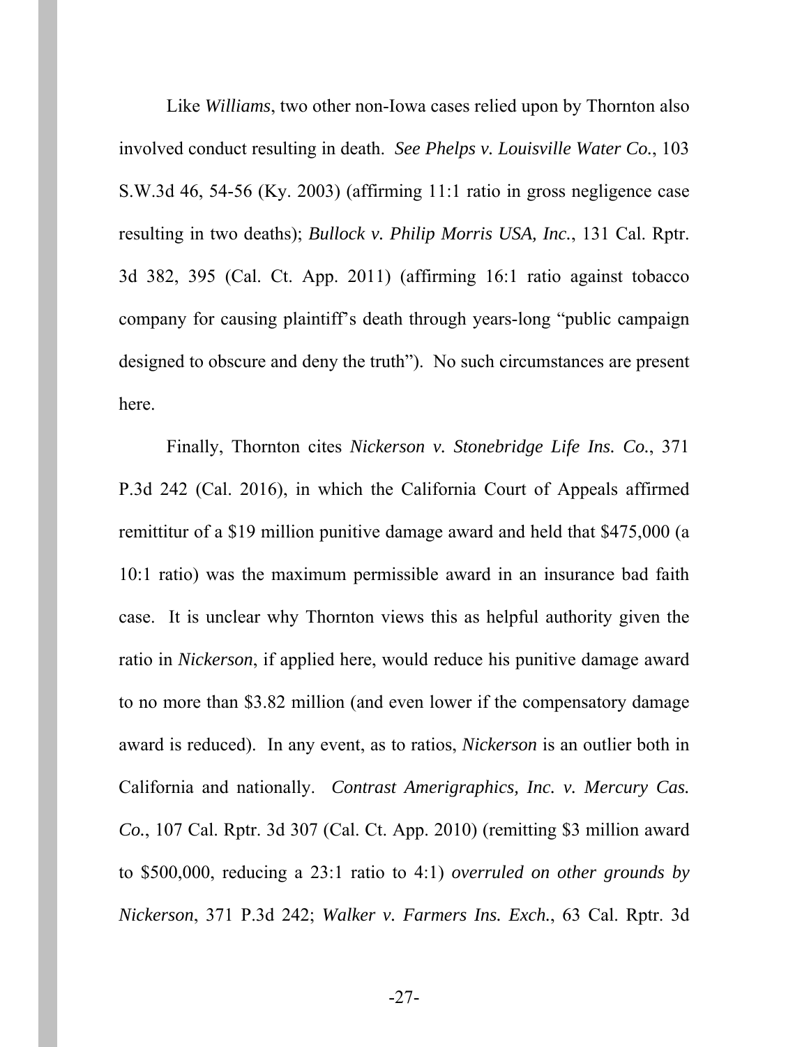Like *Williams*, two other non-Iowa cases relied upon by Thornton also involved conduct resulting in death. *See Phelps v. Louisville Water Co.*, 103 S.W.3d 46, 54-56 (Ky. 2003) (affirming 11:1 ratio in gross negligence case resulting in two deaths); *Bullock v. Philip Morris USA, Inc.*, 131 Cal. Rptr. 3d 382, 395 (Cal. Ct. App. 2011) (affirming 16:1 ratio against tobacco company for causing plaintiff's death through years-long "public campaign designed to obscure and deny the truth"). No such circumstances are present here.

Finally, Thornton cites *Nickerson v. Stonebridge Life Ins. Co.*, 371 P.3d 242 (Cal. 2016), in which the California Court of Appeals affirmed remittitur of a $19 million punitive damage award and held that $475,000 (a 10:1 ratio) was the maximum permissible award in an insurance bad faith case. It is unclear why Thornton views this as helpful authority given the ratio in *Nickerson*, if applied here, would reduce his punitive damage award to no more than $3.82 million (and even lower if the compensatory damage award is reduced). In any event, as to ratios, *Nickerson* is an outlier both in California and nationally. *Contrast Amerigraphics, Inc. v. Mercury Cas. Co.*, 107 Cal. Rptr. 3d 307 (Cal. Ct. App. 2010) (remitting $3 million award to $500,000, reducing a 23:1 ratio to 4:1) *overruled on other grounds by Nickerson*, 371 P.3d 242; *Walker v. Farmers Ins. Exch.*, 63 Cal. Rptr. 3d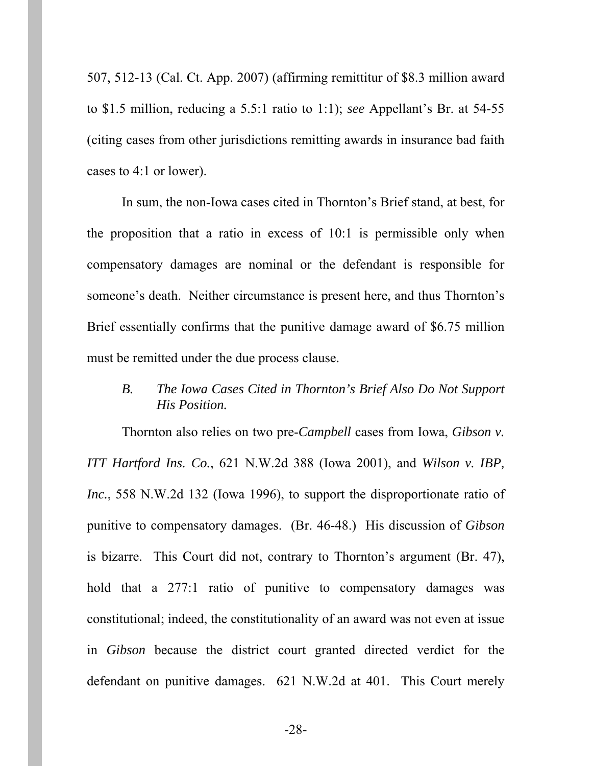507, 512-13 (Cal. Ct. App. 2007) (affirming remittitur of $8.3 million award to $1.5 million, reducing a 5.5:1 ratio to 1:1); *see* Appellant's Br. at 54-55 (citing cases from other jurisdictions remitting awards in insurance bad faith cases to 4:1 or lower).

In sum, the non-Iowa cases cited in Thornton's Brief stand, at best, for the proposition that a ratio in excess of 10:1 is permissible only when compensatory damages are nominal or the defendant is responsible for someone's death. Neither circumstance is present here, and thus Thornton's Brief essentially confirms that the punitive damage award of $6.75 million must be remitted under the due process clause.

### *B. The Iowa Cases Cited in Thornton's Brief Also Do Not Support His Position.*

Thornton also relies on two pre-*Campbell* cases from Iowa, *Gibson v. ITT Hartford Ins. Co.*, 621 N.W.2d 388 (Iowa 2001), and *Wilson v. IBP, Inc.*, 558 N.W.2d 132 (Iowa 1996), to support the disproportionate ratio of punitive to compensatory damages. (Br. 46-48.) His discussion of *Gibson* is bizarre. This Court did not, contrary to Thornton's argument (Br. 47), hold that a 277:1 ratio of punitive to compensatory damages was constitutional; indeed, the constitutionality of an award was not even at issue in *Gibson* because the district court granted directed verdict for the defendant on punitive damages. 621 N.W.2d at 401. This Court merely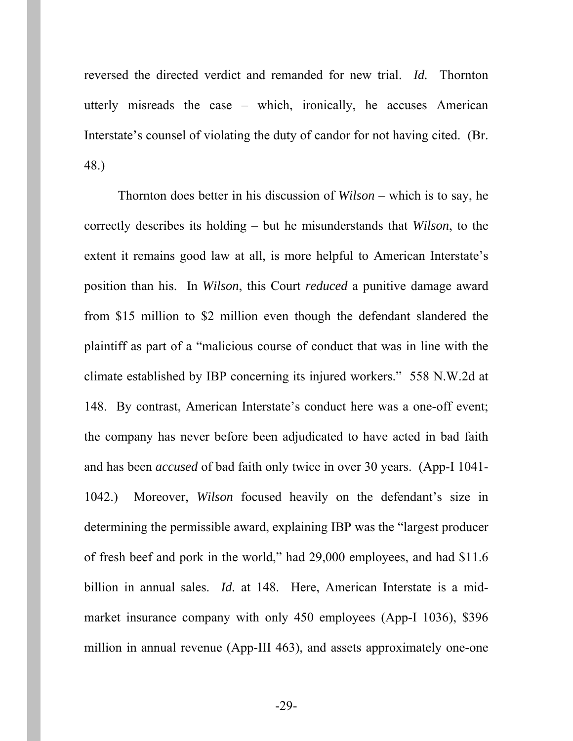reversed the directed verdict and remanded for new trial. *Id.* Thornton utterly misreads the case – which, ironically, he accuses American Interstate's counsel of violating the duty of candor for not having cited. (Br. 48.)

Thornton does better in his discussion of *Wilson* – which is to say, he correctly describes its holding – but he misunderstands that *Wilson*, to the extent it remains good law at all, is more helpful to American Interstate's position than his. In *Wilson*, this Court *reduced* a punitive damage award from $15 million to $2 million even though the defendant slandered the plaintiff as part of a "malicious course of conduct that was in line with the climate established by IBP concerning its injured workers." 558 N.W.2d at 148. By contrast, American Interstate's conduct here was a one-off event; the company has never before been adjudicated to have acted in bad faith and has been *accused* of bad faith only twice in over 30 years. (App-I 1041-1042.) Moreover, *Wilson* focused heavily on the defendant's size in determining the permissible award, explaining IBP was the "largest producer of fresh beef and pork in the world," had 29,000 employees, and had $11.6 billion in annual sales. *Id.* at 148. Here, American Interstate is a mid-market insurance company with only 450 employees (App-I 1036), $396 million in annual revenue (App-III 463), and assets approximately one-one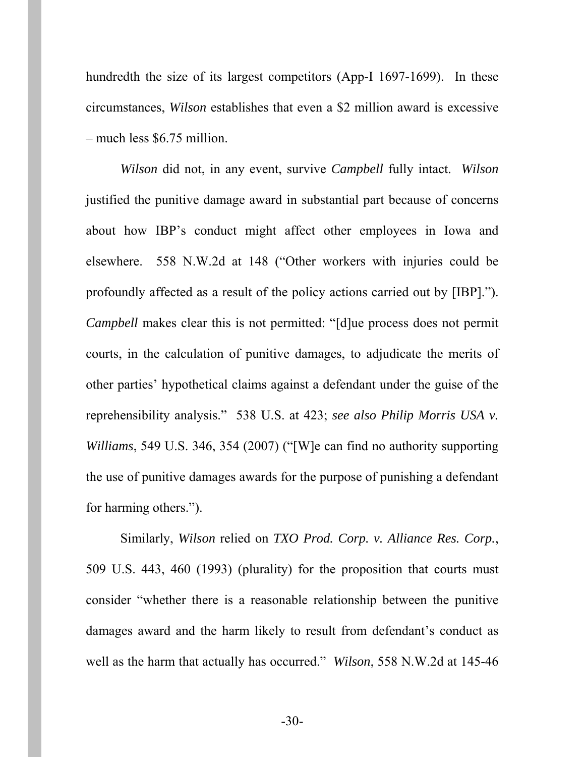hundredth the size of its largest competitors (App-I 1697-1699). In these circumstances, *Wilson* establishes that even a $2 million award is excessive – much less $6.75 million.

*Wilson* did not, in any event, survive *Campbell* fully intact. *Wilson* justified the punitive damage award in substantial part because of concerns about how IBP's conduct might affect other employees in Iowa and elsewhere. 558 N.W.2d at 148 ("Other workers with injuries could be profoundly affected as a result of the policy actions carried out by [IBP]."). *Campbell* makes clear this is not permitted: "[d]ue process does not permit courts, in the calculation of punitive damages, to adjudicate the merits of other parties' hypothetical claims against a defendant under the guise of the reprehensibility analysis." 538 U.S. at 423; *see also Philip Morris USA v. Williams*, 549 U.S. 346, 354 (2007) ("[W]e can find no authority supporting the use of punitive damages awards for the purpose of punishing a defendant for harming others.").

Similarly, *Wilson* relied on *TXO Prod. Corp. v. Alliance Res. Corp.*, 509 U.S. 443, 460 (1993) (plurality) for the proposition that courts must consider "whether there is a reasonable relationship between the punitive damages award and the harm likely to result from defendant's conduct as well as the harm that actually has occurred." *Wilson*, 558 N.W.2d at 145-46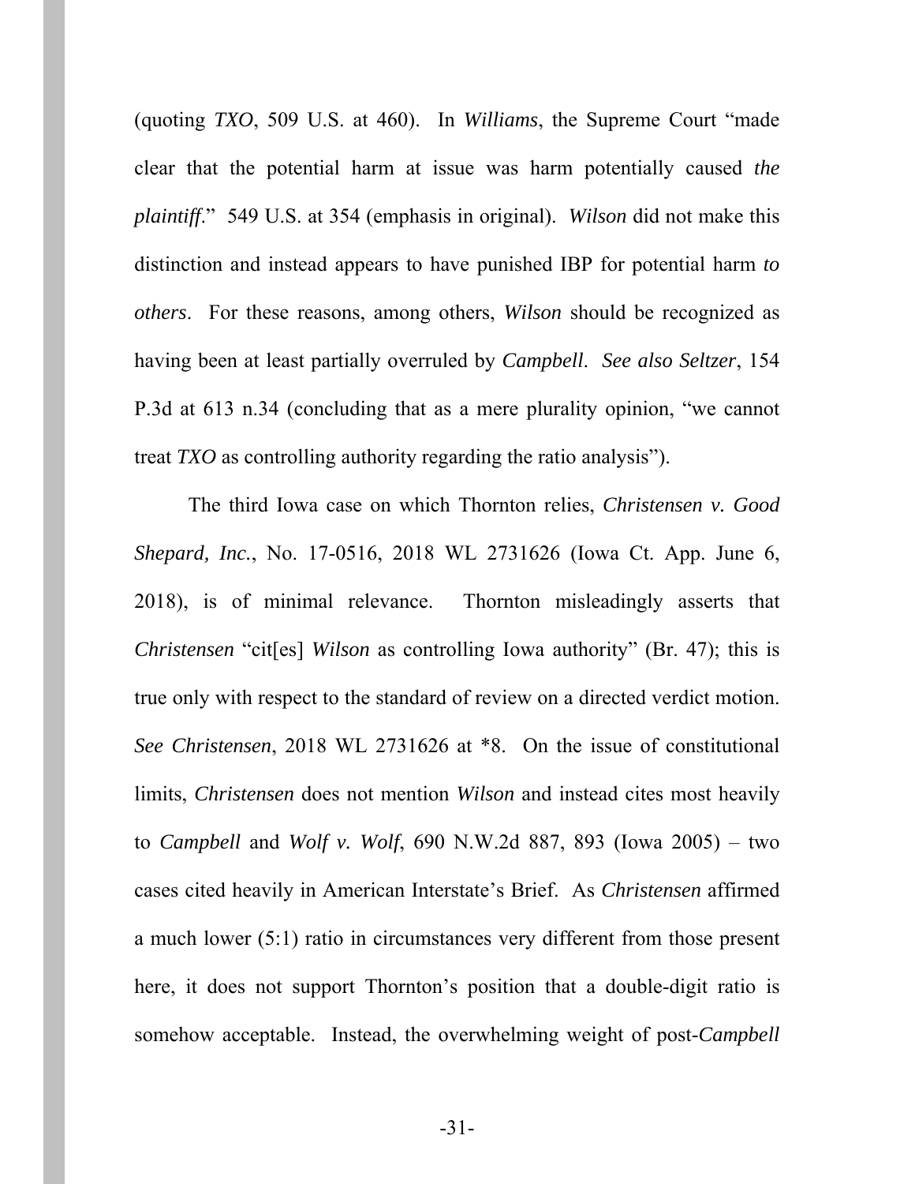(quoting *TXO*, 509 U.S. at 460). In *Williams*, the Supreme Court "made clear that the potential harm at issue was harm potentially caused *the plaintiff*." 549 U.S. at 354 (emphasis in original). *Wilson* did not make this distinction and instead appears to have punished IBP for potential harm *to others*. For these reasons, among others, *Wilson* should be recognized as having been at least partially overruled by *Campbell*. *See also Seltzer*, 154 P.3d at 613 n.34 (concluding that as a mere plurality opinion, "we cannot treat *TXO* as controlling authority regarding the ratio analysis").

The third Iowa case on which Thornton relies, *Christensen v. Good Shepard, Inc.*, No. 17-0516, 2018 WL 2731626 (Iowa Ct. App. June 6, 2018), is of minimal relevance. Thornton misleadingly asserts that *Christensen* "cit[es] *Wilson* as controlling Iowa authority" (Br. 47); this is true only with respect to the standard of review on a directed verdict motion. *See Christensen*, 2018 WL 2731626 at *8. On the issue of constitutional limits, *Christensen* does not mention *Wilson* and instead cites most heavily to *Campbell* and *Wolf v. Wolf*, 690 N.W.2d 887, 893 (Iowa 2005) – two cases cited heavily in American Interstate's Brief. As *Christensen* affirmed a much lower (5:1) ratio in circumstances very different from those present here, it does not support Thornton's position that a double-digit ratio is somehow acceptable. Instead, the overwhelming weight of post-*Campbell*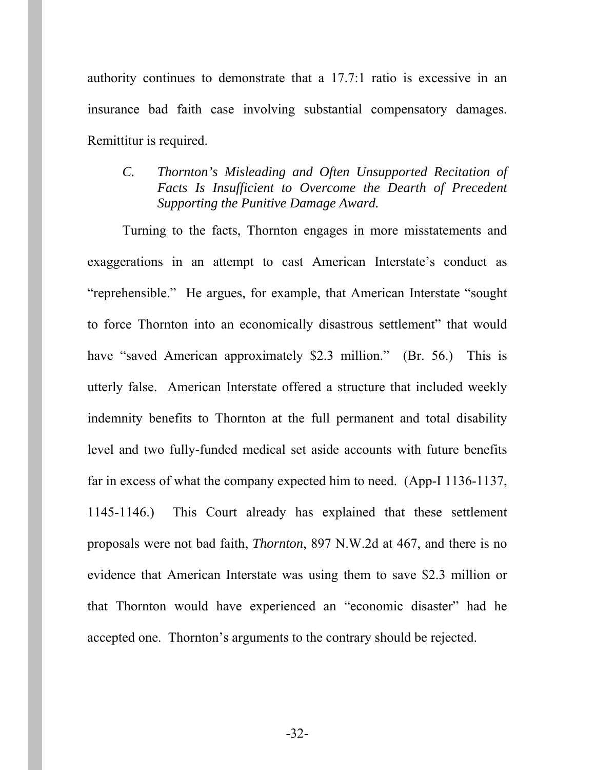authority continues to demonstrate that a 17.7:1 ratio is excessive in an insurance bad faith case involving substantial compensatory damages. Remittitur is required.

### *C. Thornton's Misleading and Often Unsupported Recitation of Facts Is Insufficient to Overcome the Dearth of Precedent Supporting the Punitive Damage Award.*

Turning to the facts, Thornton engages in more misstatements and exaggerations in an attempt to cast American Interstate's conduct as "reprehensible." He argues, for example, that American Interstate "sought to force Thornton into an economically disastrous settlement" that would have "saved American approximately $2.3 million." (Br. 56.) This is utterly false. American Interstate offered a structure that included weekly indemnity benefits to Thornton at the full permanent and total disability level and two fully-funded medical set aside accounts with future benefits far in excess of what the company expected him to need. (App-I 1136-1137, 1145-1146.) This Court already has explained that these settlement proposals were not bad faith, *Thornton*, 897 N.W.2d at 467, and there is no evidence that American Interstate was using them to save $2.3 million or that Thornton would have experienced an "economic disaster" had he accepted one. Thornton's arguments to the contrary should be rejected.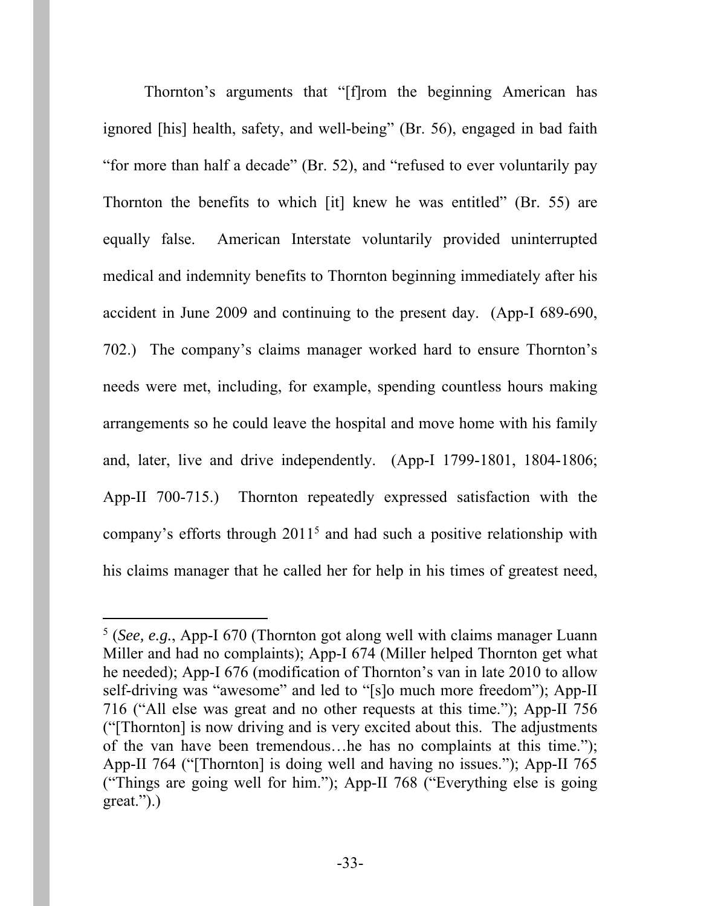Thornton's arguments that "[f]rom the beginning American has ignored [his] health, safety, and well-being" (Br. 56), engaged in bad faith "for more than half a decade" (Br. 52), and "refused to ever voluntarily pay Thornton the benefits to which [it] knew he was entitled" (Br. 55) are equally false. American Interstate voluntarily provided uninterrupted medical and indemnity benefits to Thornton beginning immediately after his accident in June 2009 and continuing to the present day. (App-I 689-690, 702.) The company's claims manager worked hard to ensure Thornton's needs were met, including, for example, spending countless hours making arrangements so he could leave the hospital and move home with his family and, later, live and drive independently. (App-I 1799-1801, 1804-1806; App-II 700-715.) Thornton repeatedly expressed satisfaction with the company's efforts through 2011[5] and had such a positive relationship with his claims manager that he called her for help in his times of greatest need,

---

[5] (*See, e.g.*, App-I 670 (Thornton got along well with claims manager Luann Miller and had no complaints); App-I 674 (Miller helped Thornton get what he needed); App-I 676 (modification of Thornton's van in late 2010 to allow self-driving was "awesome" and led to "[s]o much more freedom"); App-II 716 ("All else was great and no other requests at this time."); App-II 756 ("[Thornton] is now driving and is very excited about this. The adjustments of the van have been tremendous…he has no complaints at this time."); App-II 764 ("[Thornton] is doing well and having no issues."); App-II 765 ("Things are going well for him."); App-II 768 ("Everything else is going great.").)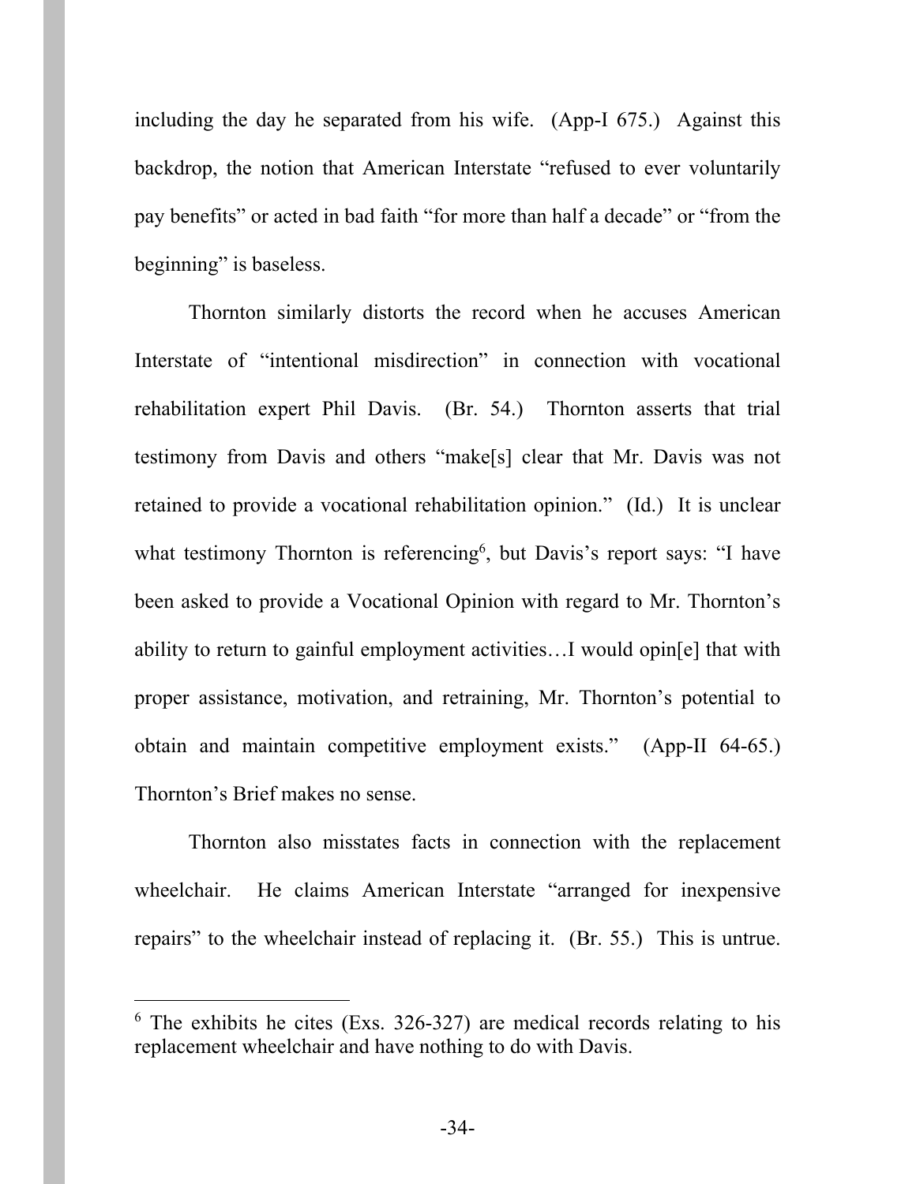including the day he separated from his wife. (App-I 675.) Against this backdrop, the notion that American Interstate "refused to ever voluntarily pay benefits" or acted in bad faith "for more than half a decade" or "from the beginning" is baseless.

Thornton similarly distorts the record when he accuses American Interstate of "intentional misdirection" in connection with vocational rehabilitation expert Phil Davis. (Br. 54.) Thornton asserts that trial testimony from Davis and others "make[s] clear that Mr. Davis was not retained to provide a vocational rehabilitation opinion." (Id.) It is unclear what testimony Thornton is referencing[6], but Davis's report says: "I have been asked to provide a Vocational Opinion with regard to Mr. Thornton's ability to return to gainful employment activities…I would opin[e] that with proper assistance, motivation, and retraining, Mr. Thornton's potential to obtain and maintain competitive employment exists." (App-II 64-65.) Thornton's Brief makes no sense.

Thornton also misstates facts in connection with the replacement wheelchair. He claims American Interstate "arranged for inexpensive repairs" to the wheelchair instead of replacing it. (Br. 55.) This is untrue.

---

[6] The exhibits he cites (Exs. 326-327) are medical records relating to his replacement wheelchair and have nothing to do with Davis.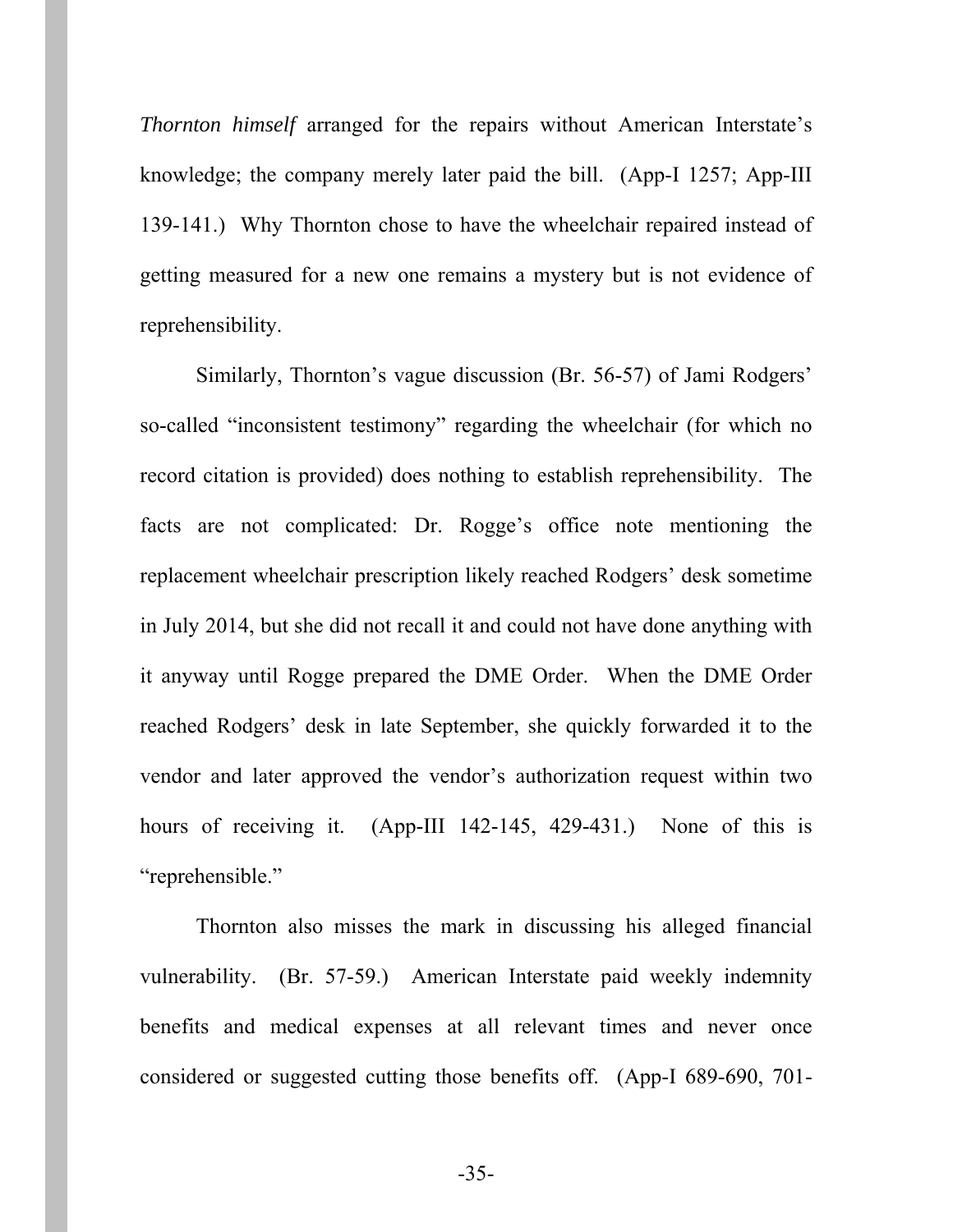*Thornton himself* arranged for the repairs without American Interstate's knowledge; the company merely later paid the bill. (App-I 1257; App-III 139-141.) Why Thornton chose to have the wheelchair repaired instead of getting measured for a new one remains a mystery but is not evidence of reprehensibility.

Similarly, Thornton's vague discussion (Br. 56-57) of Jami Rodgers' so-called "inconsistent testimony" regarding the wheelchair (for which no record citation is provided) does nothing to establish reprehensibility. The facts are not complicated: Dr. Rogge's office note mentioning the replacement wheelchair prescription likely reached Rodgers' desk sometime in July 2014, but she did not recall it and could not have done anything with it anyway until Rogge prepared the DME Order. When the DME Order reached Rodgers' desk in late September, she quickly forwarded it to the vendor and later approved the vendor's authorization request within two hours of receiving it. (App-III 142-145, 429-431.) None of this is "reprehensible."

Thornton also misses the mark in discussing his alleged financial vulnerability. (Br. 57-59.) American Interstate paid weekly indemnity benefits and medical expenses at all relevant times and never once considered or suggested cutting those benefits off. (App-I 689-690, 701-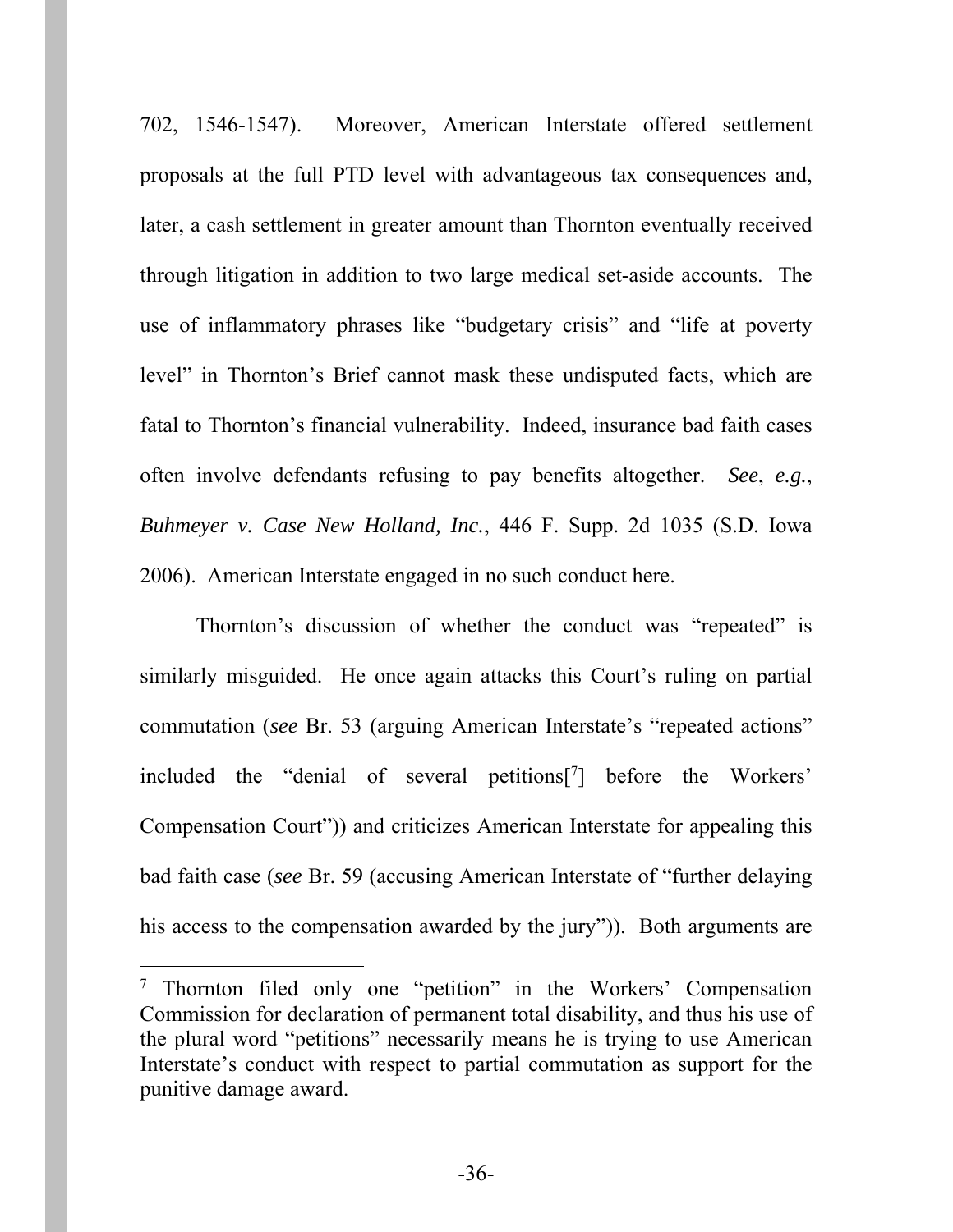702, 1546-1547). Moreover, American Interstate offered settlement proposals at the full PTD level with advantageous tax consequences and, later, a cash settlement in greater amount than Thornton eventually received through litigation in addition to two large medical set-aside accounts. The use of inflammatory phrases like "budgetary crisis" and "life at poverty level" in Thornton's Brief cannot mask these undisputed facts, which are fatal to Thornton's financial vulnerability. Indeed, insurance bad faith cases often involve defendants refusing to pay benefits altogether. *See*, *e.g.*, *Buhmeyer v. Case New Holland, Inc.*, 446 F. Supp. 2d 1035 (S.D. Iowa 2006). American Interstate engaged in no such conduct here.

Thornton's discussion of whether the conduct was "repeated" is similarly misguided. He once again attacks this Court's ruling on partial commutation (*see* Br. 53 (arguing American Interstate's "repeated actions" included the "denial of several petitions[7] before the Workers' Compensation Court")) and criticizes American Interstate for appealing this bad faith case (*see* Br. 59 (accusing American Interstate of "further delaying his access to the compensation awarded by the jury")). Both arguments are

---

[7] Thornton filed only one "petition" in the Workers' Compensation Commission for declaration of permanent total disability, and thus his use of the plural word "petitions" necessarily means he is trying to use American Interstate's conduct with respect to partial commutation as support for the punitive damage award.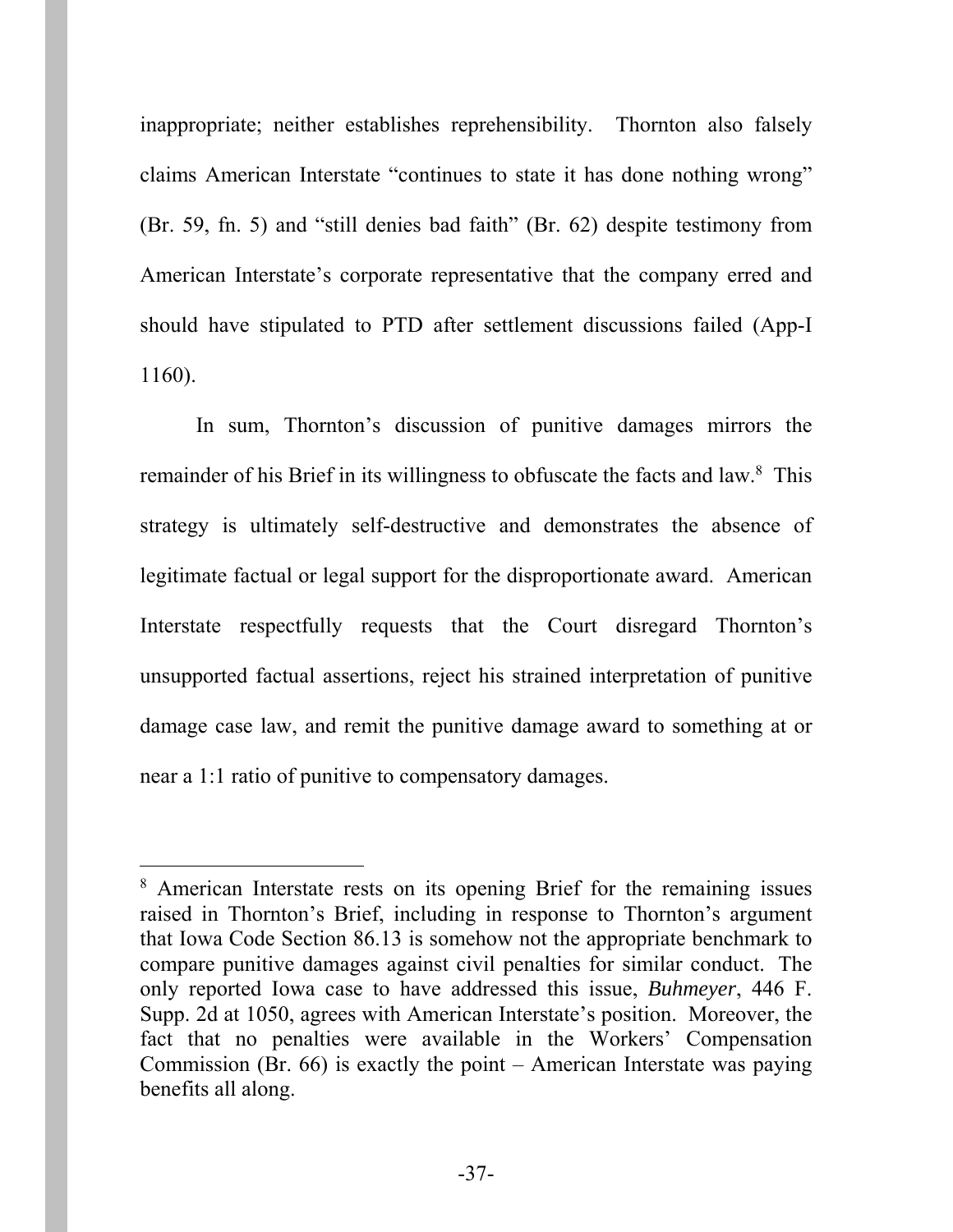inappropriate; neither establishes reprehensibility. Thornton also falsely claims American Interstate "continues to state it has done nothing wrong" (Br. 59, fn. 5) and "still denies bad faith" (Br. 62) despite testimony from American Interstate's corporate representative that the company erred and should have stipulated to PTD after settlement discussions failed (App-I 1160).

In sum, Thornton's discussion of punitive damages mirrors the remainder of his Brief in its willingness to obfuscate the facts and law.[8] This strategy is ultimately self-destructive and demonstrates the absence of legitimate factual or legal support for the disproportionate award. American Interstate respectfully requests that the Court disregard Thornton's unsupported factual assertions, reject his strained interpretation of punitive damage case law, and remit the punitive damage award to something at or near a 1:1 ratio of punitive to compensatory damages.

---

[8] American Interstate rests on its opening Brief for the remaining issues raised in Thornton's Brief, including in response to Thornton's argument that Iowa Code Section 86.13 is somehow not the appropriate benchmark to compare punitive damages against civil penalties for similar conduct. The only reported Iowa case to have addressed this issue, *Buhmeyer*, 446 F. Supp. 2d at 1050, agrees with American Interstate's position. Moreover, the fact that no penalties were available in the Workers' Compensation Commission (Br. 66) is exactly the point – American Interstate was paying benefits all along.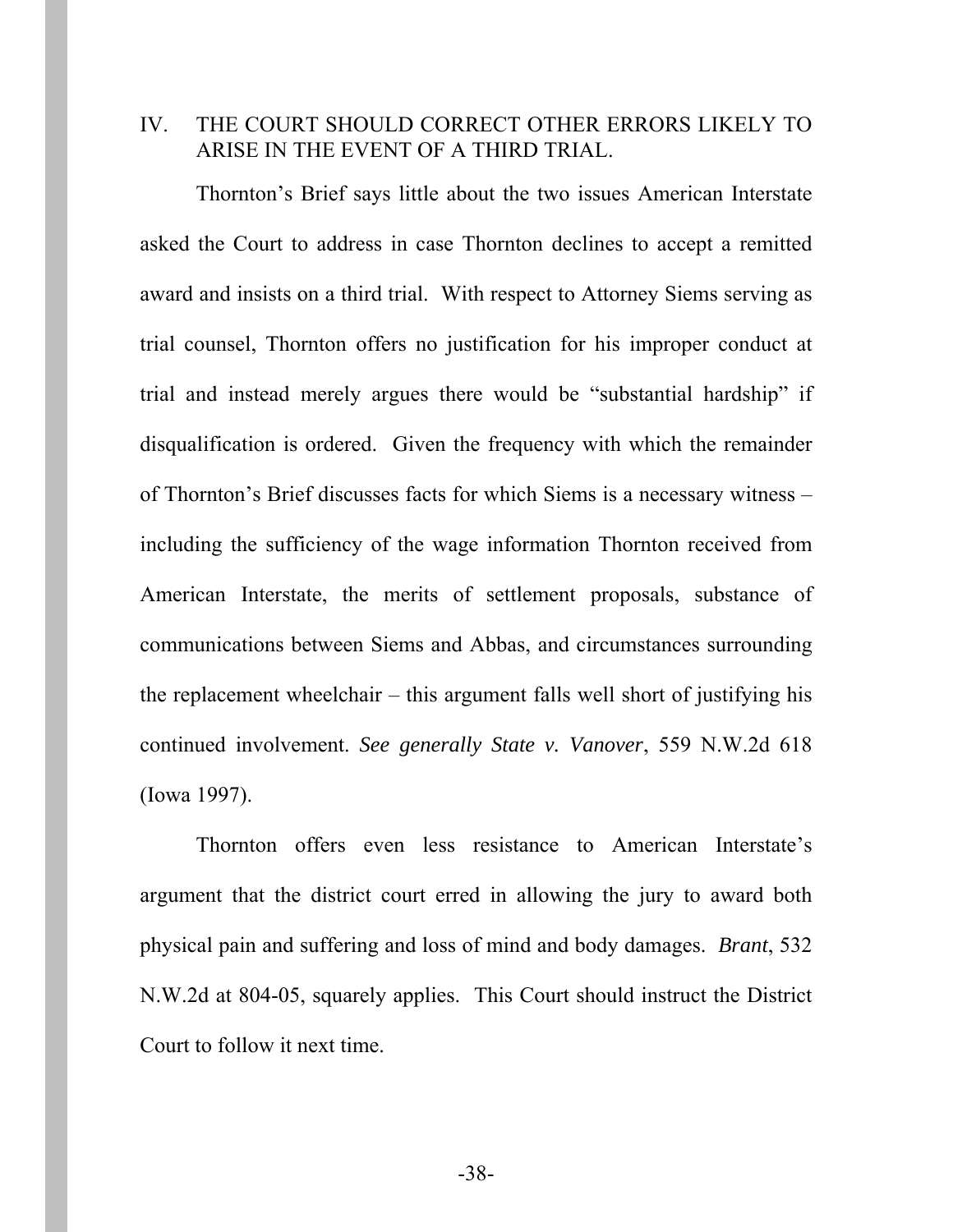## IV. THE COURT SHOULD CORRECT OTHER ERRORS LIKELY TO ARISE IN THE EVENT OF A THIRD TRIAL.

Thornton's Brief says little about the two issues American Interstate asked the Court to address in case Thornton declines to accept a remitted award and insists on a third trial. With respect to Attorney Siems serving as trial counsel, Thornton offers no justification for his improper conduct at trial and instead merely argues there would be "substantial hardship" if disqualification is ordered. Given the frequency with which the remainder of Thornton's Brief discusses facts for which Siems is a necessary witness – including the sufficiency of the wage information Thornton received from American Interstate, the merits of settlement proposals, substance of communications between Siems and Abbas, and circumstances surrounding the replacement wheelchair – this argument falls well short of justifying his continued involvement. *See generally State v. Vanover*, 559 N.W.2d 618 (Iowa 1997).

Thornton offers even less resistance to American Interstate's argument that the district court erred in allowing the jury to award both physical pain and suffering and loss of mind and body damages. *Brant*, 532 N.W.2d at 804-05, squarely applies. This Court should instruct the District Court to follow it next time.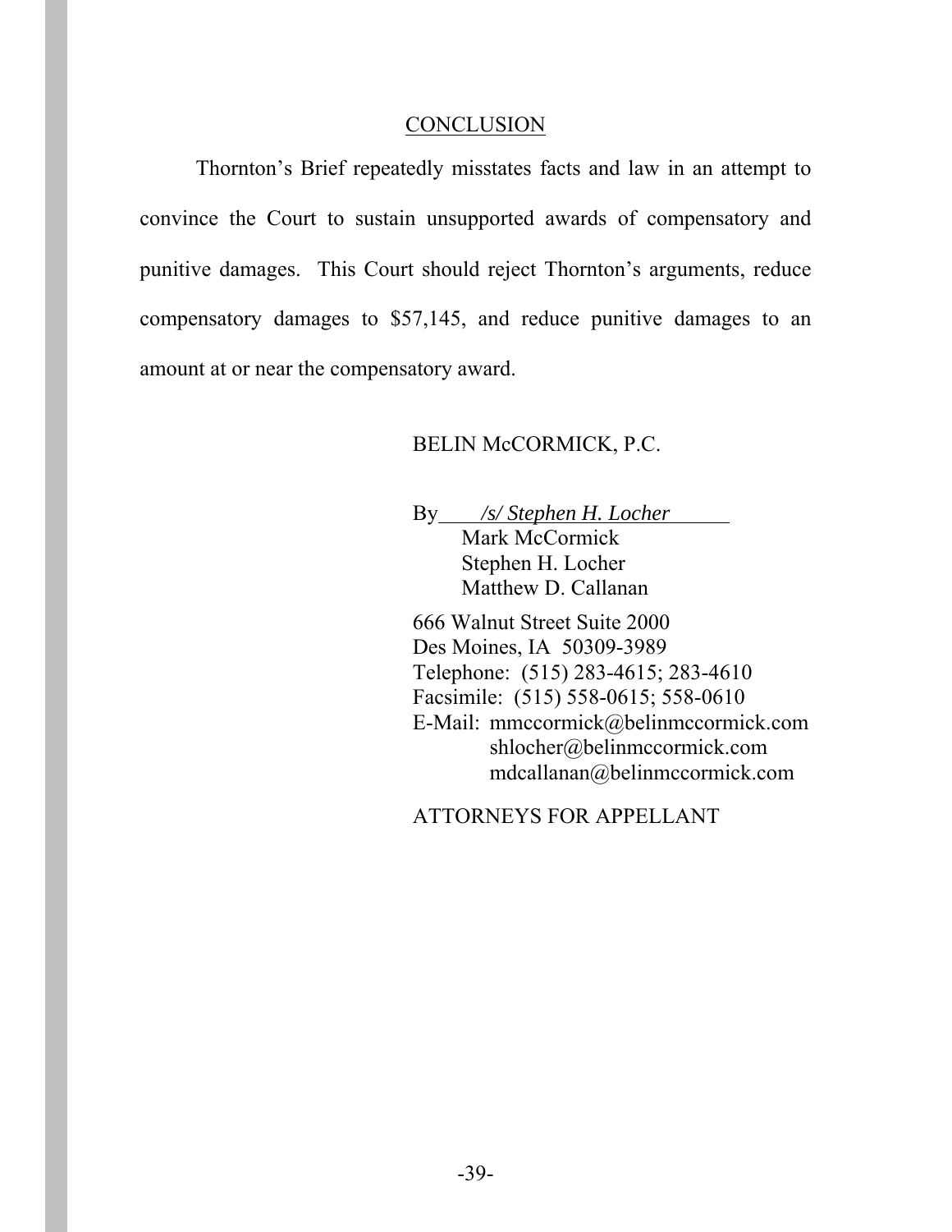## CONCLUSION

Thornton's Brief repeatedly misstates facts and law in an attempt to convince the Court to sustain unsupported awards of compensatory and punitive damages. This Court should reject Thornton's arguments, reduce compensatory damages to $57,145, and reduce punitive damages to an amount at or near the compensatory award.

BELIN McCORMICK, P.C.

By *\/s/ Stephen H. Locher*
Mark McCormick
Stephen H. Locher
Matthew D. Callanan

666 Walnut Street Suite 2000
Des Moines, IA 50309-3989
Telephone: (515) 283-4615; 283-4610
Facsimile: (515) 558-0615; 558-0610
E-Mail: mmccormick@belinmccormick.com
shlocher@belinmccormick.com
mdcallanan@belinmccormick.com

ATTORNEYS FOR APPELLANT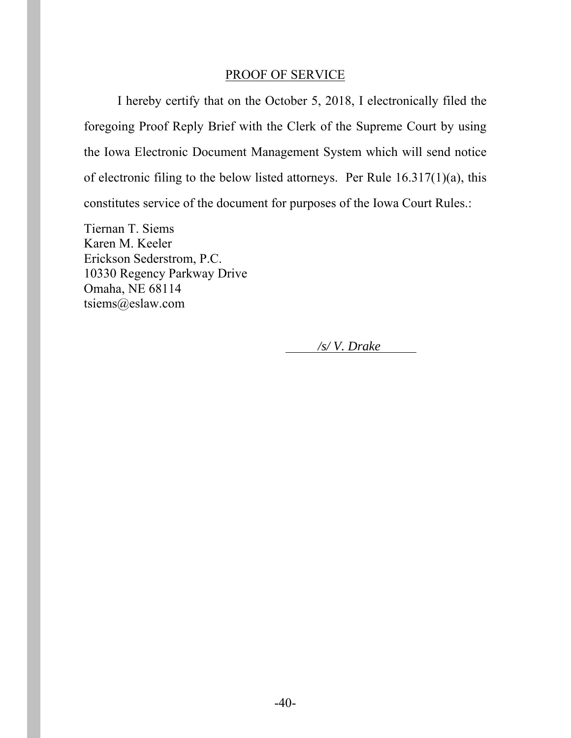## PROOF OF SERVICE

I hereby certify that on the October 5, 2018, I electronically filed the foregoing Proof Reply Brief with the Clerk of the Supreme Court by using the Iowa Electronic Document Management System which will send notice of electronic filing to the below listed attorneys. Per Rule 16.317(1)(a), this constitutes service of the document for purposes of the Iowa Court Rules.:

Tiernan T. Siems
Karen M. Keeler
Erickson Sederstrom, P.C.
10330 Regency Parkway Drive
Omaha, NE 68114
tsiems@eslaw.com

*/s/ V. Drake*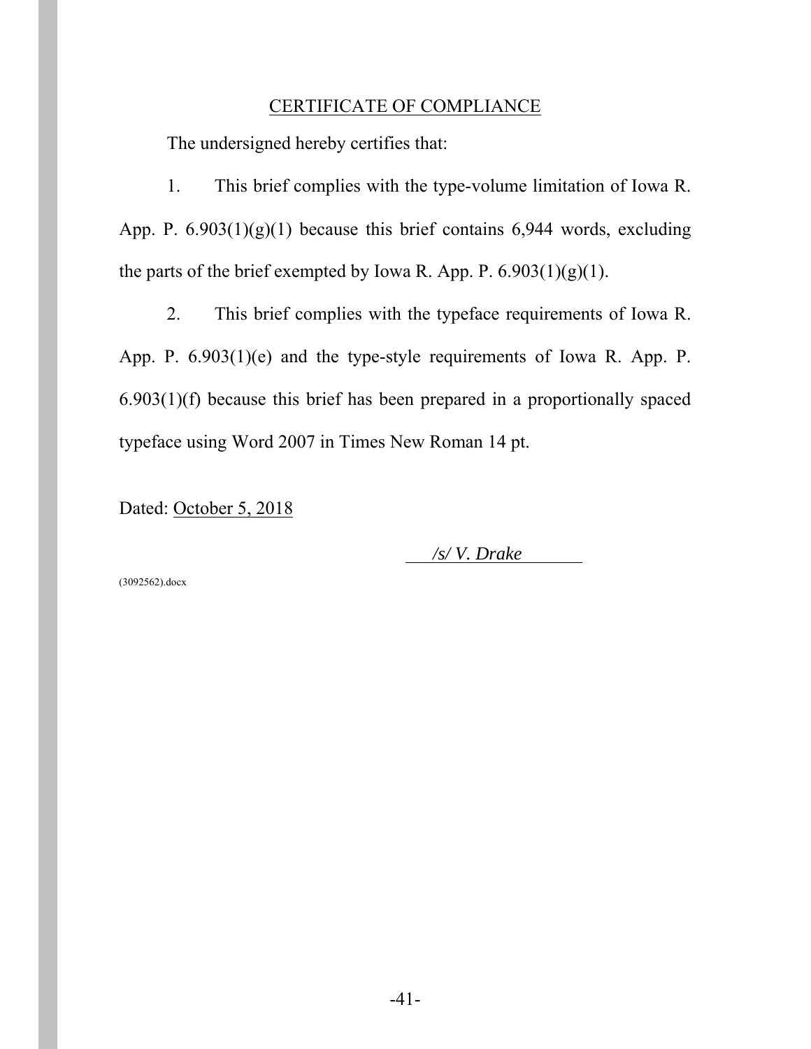## CERTIFICATE OF COMPLIANCE

The undersigned hereby certifies that:

1. This brief complies with the type-volume limitation of Iowa R. App. P. 6.903(1)(g)(1) because this brief contains 6,944 words, excluding the parts of the brief exempted by Iowa R. App. P. 6.903(1)(g)(1).

2. This brief complies with the typeface requirements of Iowa R. App. P. 6.903(1)(e) and the type-style requirements of Iowa R. App. P. 6.903(1)(f) because this brief has been prepared in a proportionally spaced typeface using Word 2007 in Times New Roman 14 pt.

Dated: October 5, 2018

*/s/ V. Drake*

(3092562).docx